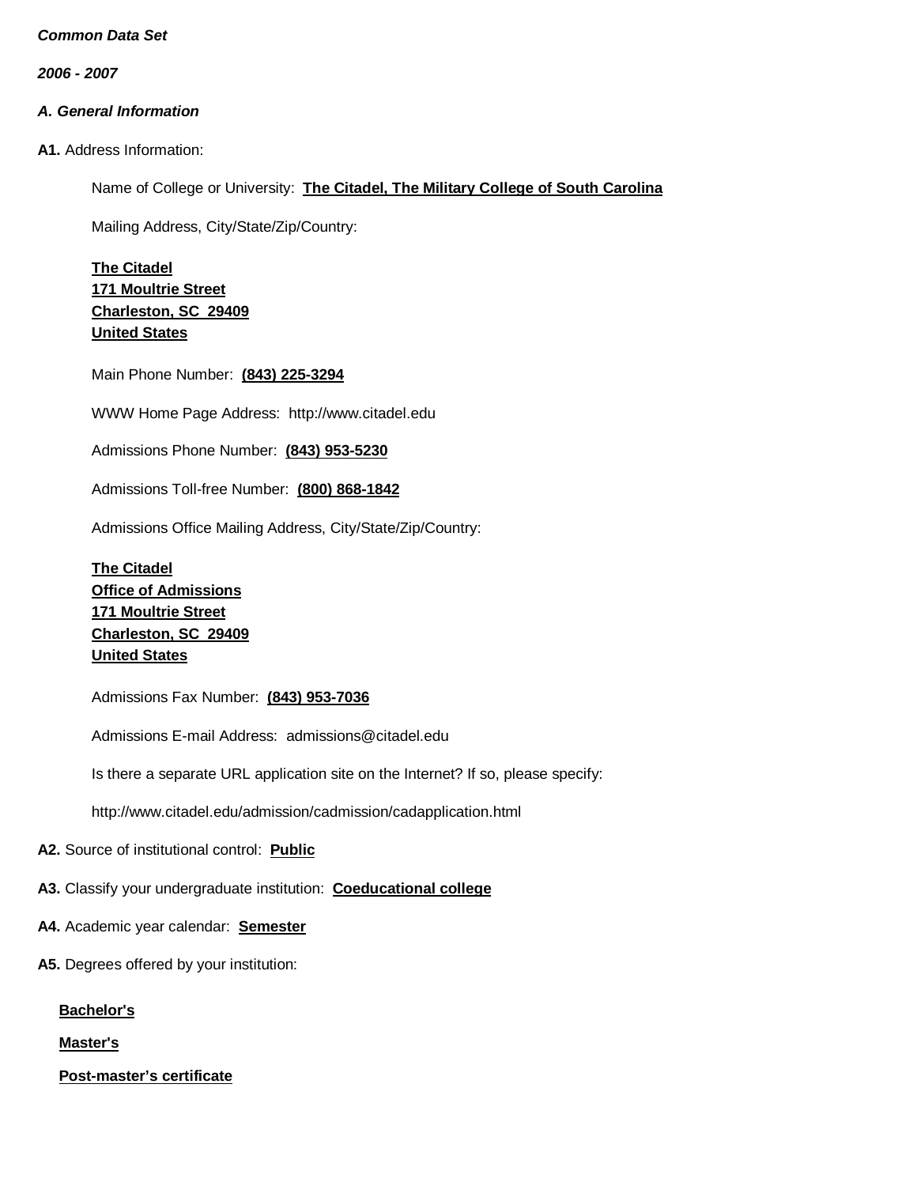***Common Data Set***

***2006 - 2007***

***A. General Information***

**A1.** Address Information:

Name of College or University: **The Citadel, The Military College of South Carolina**

Mailing Address, City/State/Zip/Country:

**The Citadel**
**171 Moultrie Street**
**Charleston, SC 29409**
**United States**

Main Phone Number: **(843) 225-3294**

WWW Home Page Address: http://www.citadel.edu

Admissions Phone Number: **(843) 953-5230**

Admissions Toll-free Number: **(800) 868-1842**

Admissions Office Mailing Address, City/State/Zip/Country:

**The Citadel**
**Office of Admissions**
**171 Moultrie Street**
**Charleston, SC 29409**
**United States**

Admissions Fax Number: **(843) 953-7036**

Admissions E-mail Address: admissions@citadel.edu

Is there a separate URL application site on the Internet? If so, please specify:

http://www.citadel.edu/admission/cadmission/cadapplication.html

**A2.** Source of institutional control: **Public**

**A3.** Classify your undergraduate institution: **Coeducational college**

**A4.** Academic year calendar: **Semester**

**A5.** Degrees offered by your institution:

**Bachelor's**

**Master's**

**Post-master's certificate**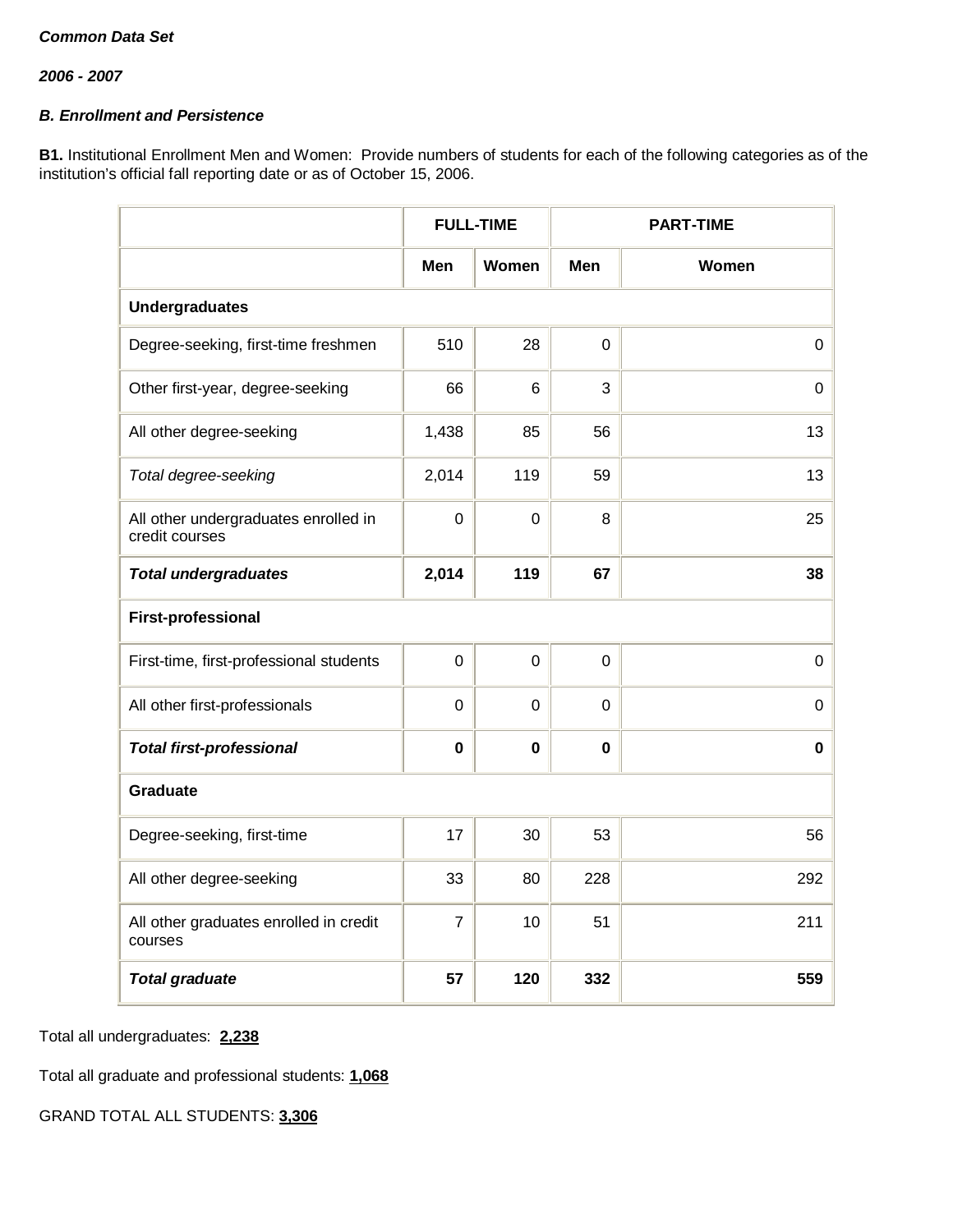***Common Data Set***

***2006 - 2007***

***B. Enrollment and Persistence***

**B1.** Institutional Enrollment Men and Women: Provide numbers of students for each of the following categories as of the institution's official fall reporting date or as of October 15, 2006.

| | FULL-TIME | | PART-TIME | |
|---|---|---|---|---|
| | **Men** | **Women** | **Men** | **Women** |
| **Undergraduates** | | | | |
| Degree-seeking, first-time freshmen | 510 | 28 | 0 | 0 |
| Other first-year, degree-seeking | 66 | 6 | 3 | 0 |
| All other degree-seeking | 1,438 | 85 | 56 | 13 |
| *Total degree-seeking* | 2,014 | 119 | 59 | 13 |
| All other undergraduates enrolled in credit courses | 0 | 0 | 8 | 25 |
| ***Total undergraduates*** | **2,014** | **119** | **67** | **38** |
| **First-professional** | | | | |
| First-time, first-professional students | 0 | 0 | 0 | 0 |
| All other first-professionals | 0 | 0 | 0 | 0 |
| ***Total first-professional*** | **0** | **0** | **0** | **0** |
| **Graduate** | | | | |
| Degree-seeking, first-time | 17 | 30 | 53 | 56 |
| All other degree-seeking | 33 | 80 | 228 | 292 |
| All other graduates enrolled in credit courses | 7 | 10 | 51 | 211 |
| ***Total graduate*** | **57** | **120** | **332** | **559** |

Total all undergraduates: **2,238**

Total all graduate and professional students: **1,068**

GRAND TOTAL ALL STUDENTS: **3,306**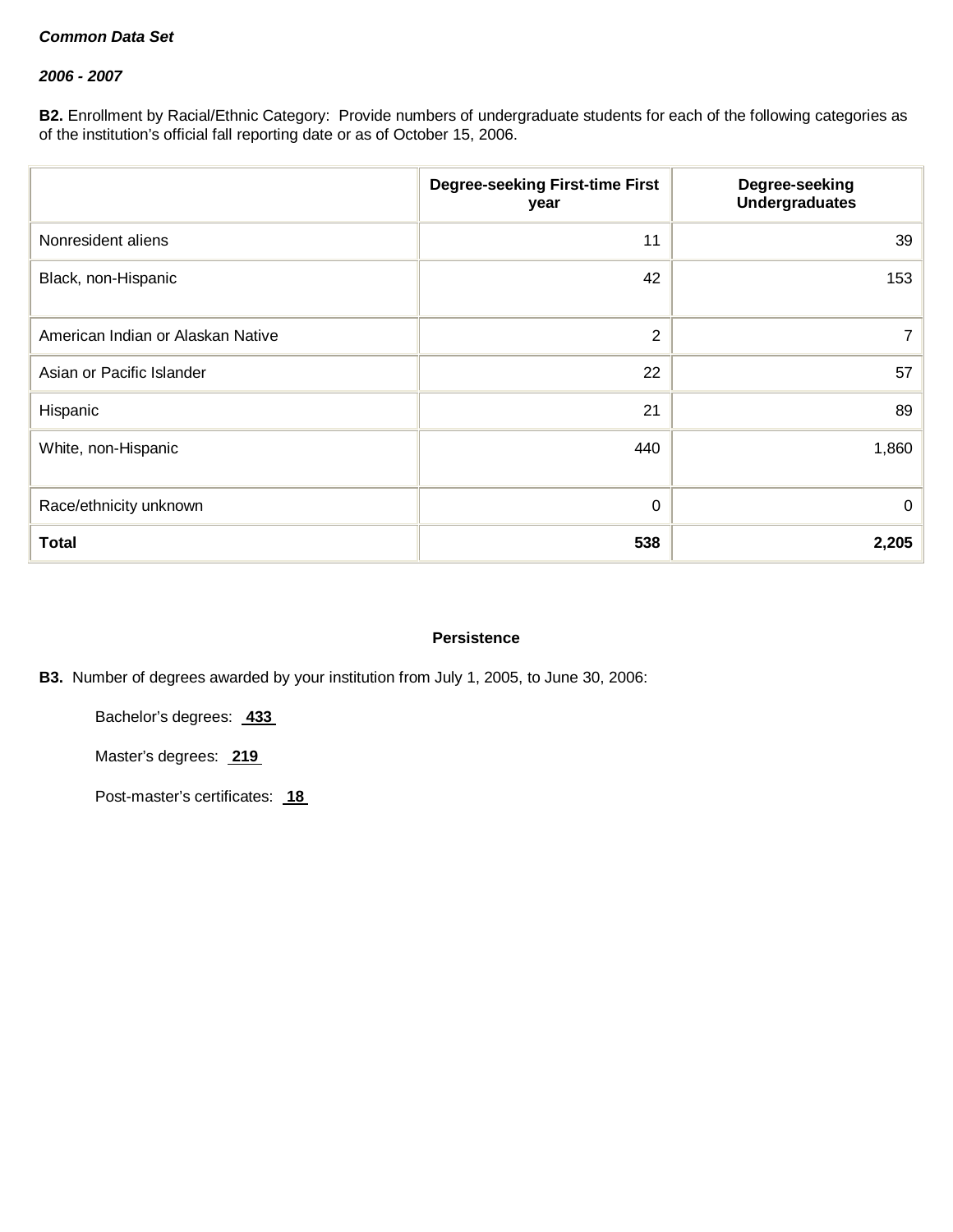***Common Data Set***

***2006 - 2007***

**B2.** Enrollment by Racial/Ethnic Category: Provide numbers of undergraduate students for each of the following categories as of the institution's official fall reporting date or as of October 15, 2006.

| | Degree-seeking First-time First year | Degree-seeking Undergraduates |
|---|---|---|
| Nonresident aliens | 11 | 39 |
| Black, non-Hispanic | 42 | 153 |
| American Indian or Alaskan Native | 2 | 7 |
| Asian or Pacific Islander | 22 | 57 |
| Hispanic | 21 | 89 |
| White, non-Hispanic | 440 | 1,860 |
| Race/ethnicity unknown | 0 | 0 |
| **Total** | **538** | **2,205** |

**Persistence**

**B3.** Number of degrees awarded by your institution from July 1, 2005, to June 30, 2006:

Bachelor's degrees: **433**

Master's degrees: **219**

Post-master's certificates: **18**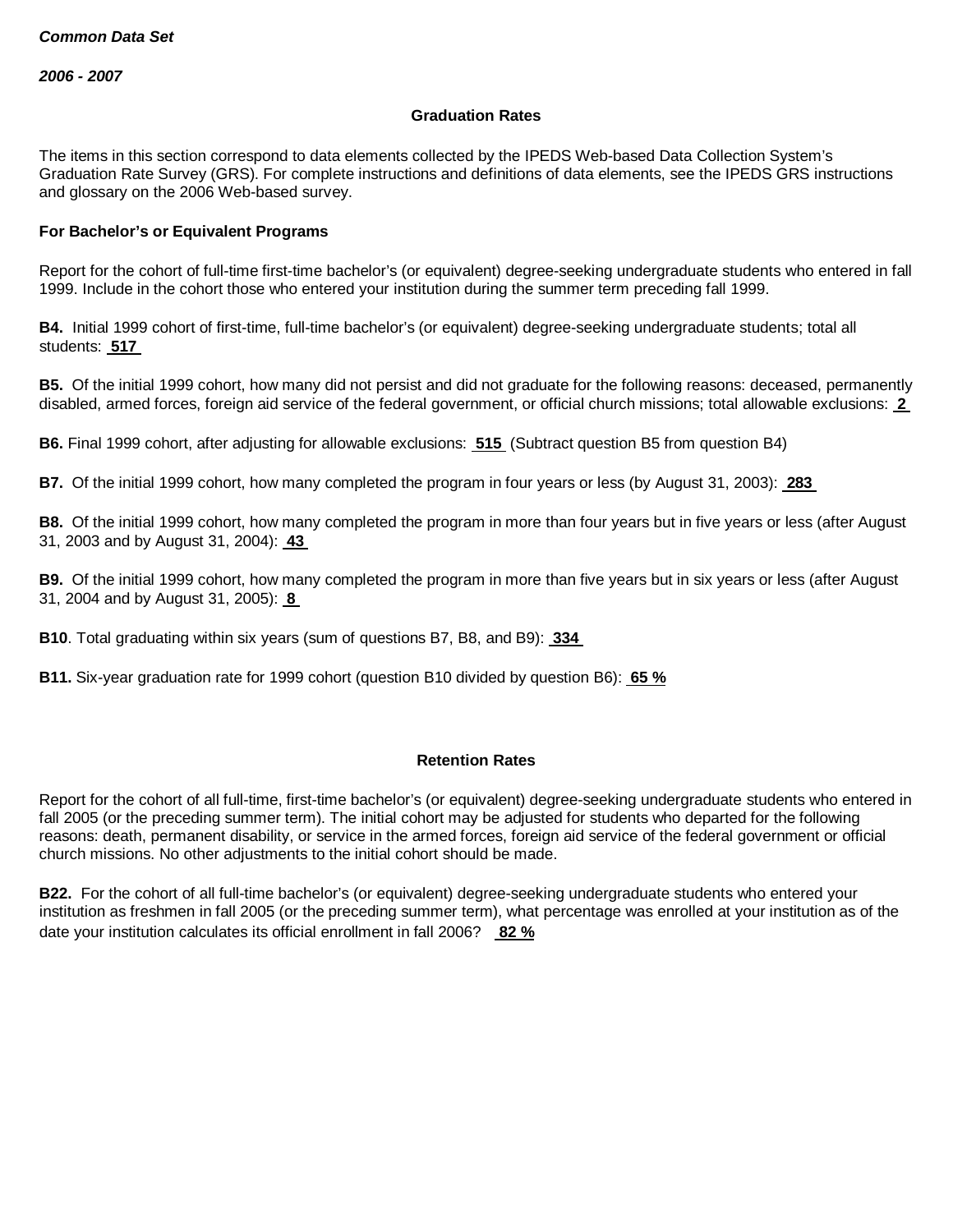*Common Data Set*

*2006 - 2007*

### Graduation Rates

The items in this section correspond to data elements collected by the IPEDS Web-based Data Collection System's Graduation Rate Survey (GRS). For complete instructions and definitions of data elements, see the IPEDS GRS instructions and glossary on the 2006 Web-based survey.

**For Bachelor's or Equivalent Programs**

Report for the cohort of full-time first-time bachelor's (or equivalent) degree-seeking undergraduate students who entered in fall 1999. Include in the cohort those who entered your institution during the summer term preceding fall 1999.

**B4.** Initial 1999 cohort of first-time, full-time bachelor's (or equivalent) degree-seeking undergraduate students; total all students: **517**

**B5.** Of the initial 1999 cohort, how many did not persist and did not graduate for the following reasons: deceased, permanently disabled, armed forces, foreign aid service of the federal government, or official church missions; total allowable exclusions: **2**

**B6.** Final 1999 cohort, after adjusting for allowable exclusions: **515** (Subtract question B5 from question B4)

**B7.** Of the initial 1999 cohort, how many completed the program in four years or less (by August 31, 2003): **283**

**B8.** Of the initial 1999 cohort, how many completed the program in more than four years but in five years or less (after August 31, 2003 and by August 31, 2004): **43**

**B9.** Of the initial 1999 cohort, how many completed the program in more than five years but in six years or less (after August 31, 2004 and by August 31, 2005): **8**

**B10**. Total graduating within six years (sum of questions B7, B8, and B9): **334**

**B11.** Six-year graduation rate for 1999 cohort (question B10 divided by question B6): **65 %**

### Retention Rates

Report for the cohort of all full-time, first-time bachelor's (or equivalent) degree-seeking undergraduate students who entered in fall 2005 (or the preceding summer term). The initial cohort may be adjusted for students who departed for the following reasons: death, permanent disability, or service in the armed forces, foreign aid service of the federal government or official church missions. No other adjustments to the initial cohort should be made.

**B22.** For the cohort of all full-time bachelor's (or equivalent) degree-seeking undergraduate students who entered your institution as freshmen in fall 2005 (or the preceding summer term), what percentage was enrolled at your institution as of the date your institution calculates its official enrollment in fall 2006? **82 %**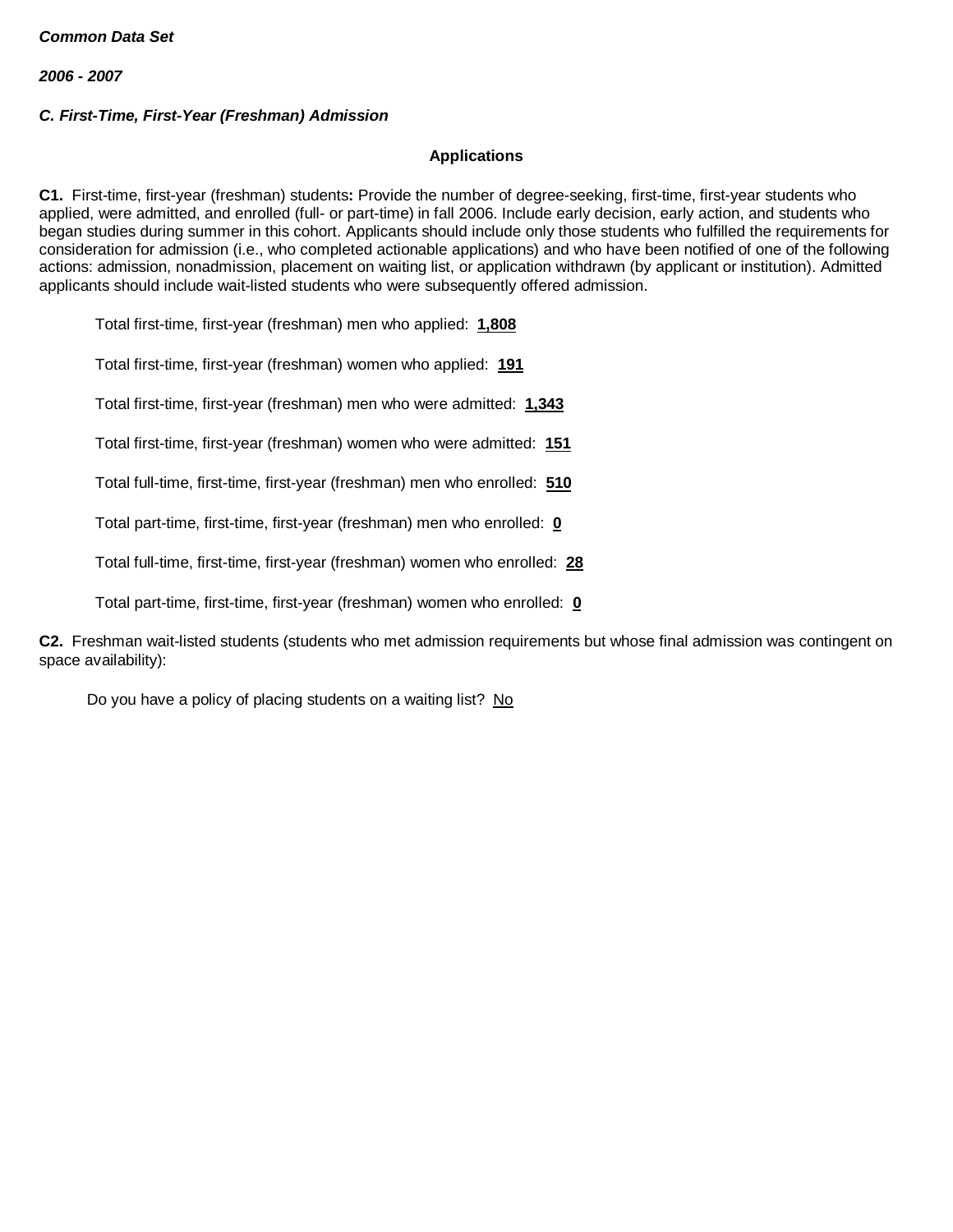***Common Data Set***

***2006 - 2007***

***C. First-Time, First-Year (Freshman) Admission***

**Applications**

**C1.** First-time, first-year (freshman) students**:** Provide the number of degree-seeking, first-time, first-year students who applied, were admitted, and enrolled (full- or part-time) in fall 2006. Include early decision, early action, and students who began studies during summer in this cohort. Applicants should include only those students who fulfilled the requirements for consideration for admission (i.e., who completed actionable applications) and who have been notified of one of the following actions: admission, nonadmission, placement on waiting list, or application withdrawn (by applicant or institution). Admitted applicants should include wait-listed students who were subsequently offered admission.

Total first-time, first-year (freshman) men who applied: **1,808**

Total first-time, first-year (freshman) women who applied: **191**

Total first-time, first-year (freshman) men who were admitted: **1,343**

Total first-time, first-year (freshman) women who were admitted: **151**

Total full-time, first-time, first-year (freshman) men who enrolled: **510**

Total part-time, first-time, first-year (freshman) men who enrolled: **0**

Total full-time, first-time, first-year (freshman) women who enrolled: **28**

Total part-time, first-time, first-year (freshman) women who enrolled: **0**

**C2.** Freshman wait-listed students (students who met admission requirements but whose final admission was contingent on space availability):

Do you have a policy of placing students on a waiting list? No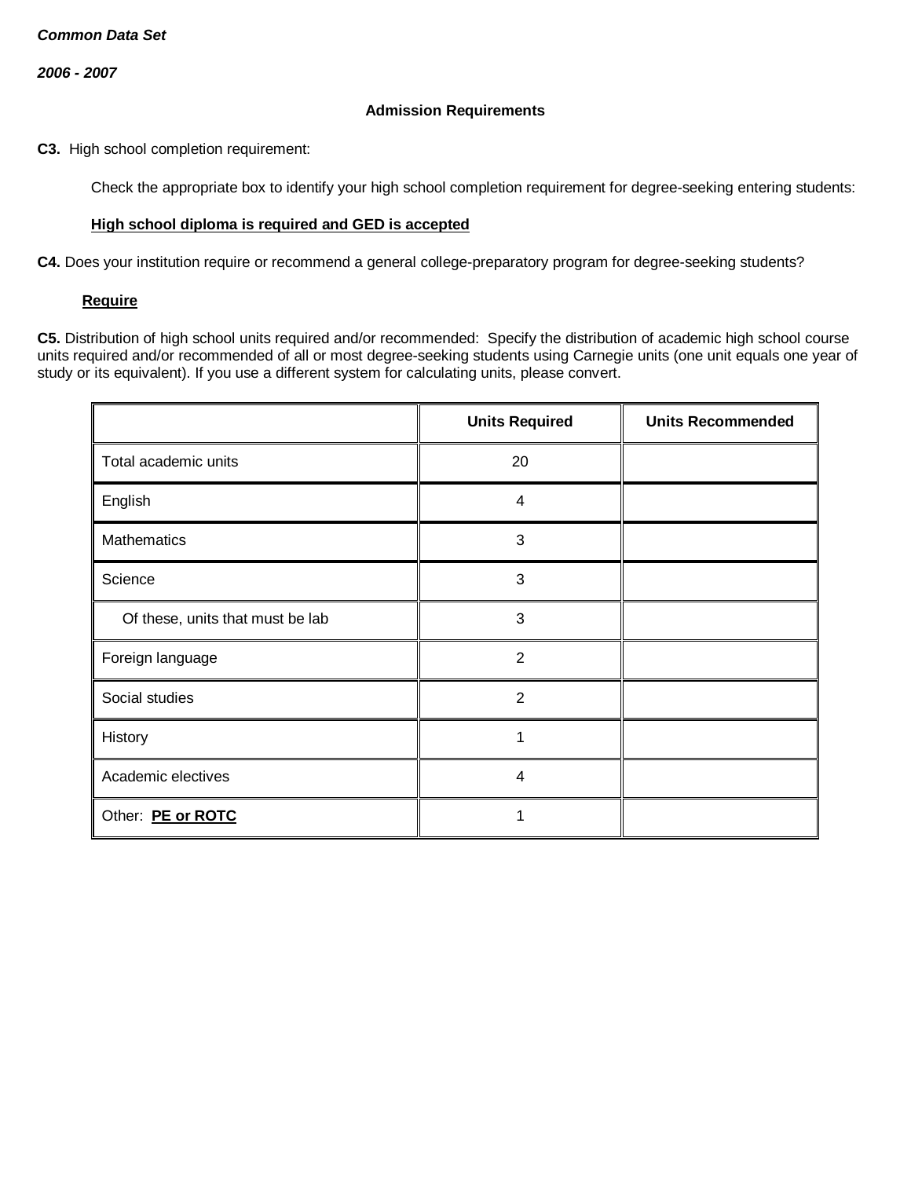*Common Data Set*

*2006 - 2007*

**Admission Requirements**

**C3.** High school completion requirement:

Check the appropriate box to identify your high school completion requirement for degree-seeking entering students:

**High school diploma is required and GED is accepted**

**C4.** Does your institution require or recommend a general college-preparatory program for degree-seeking students?

**Require**

**C5.** Distribution of high school units required and/or recommended: Specify the distribution of academic high school course units required and/or recommended of all or most degree-seeking students using Carnegie units (one unit equals one year of study or its equivalent). If you use a different system for calculating units, please convert.

| | Units Required | Units Recommended |
|---|---|---|
| Total academic units | 20 | |
| English | 4 | |
| Mathematics | 3 | |
| Science | 3 | |
| Of these, units that must be lab | 3 | |
| Foreign language | 2 | |
| Social studies | 2 | |
| History | 1 | |
| Academic electives | 4 | |
| Other: **PE or ROTC** | 1 | |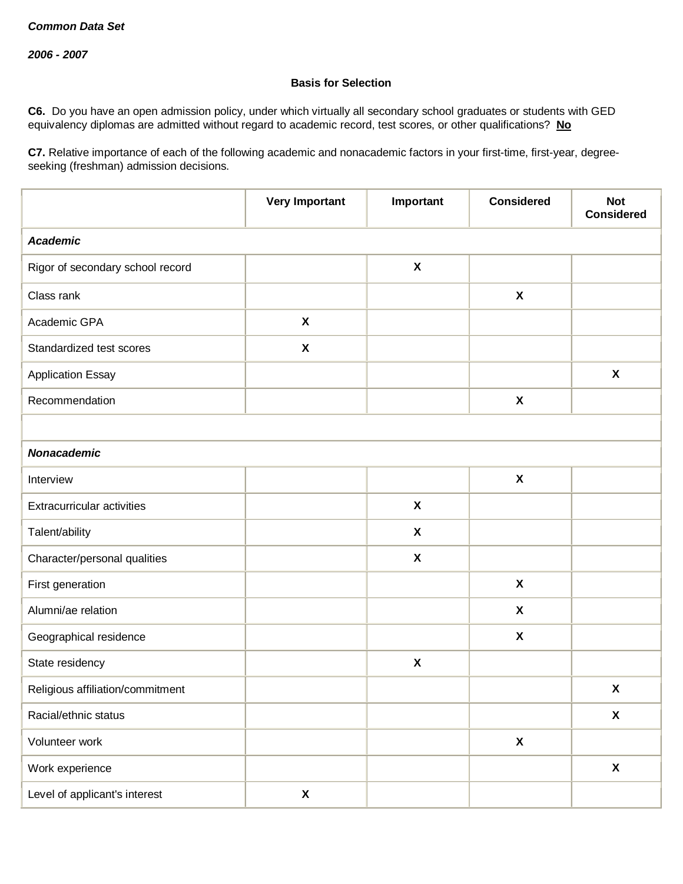***Common Data Set***

***2006 - 2007***

**Basis for Selection**

**C6.** Do you have an open admission policy, under which virtually all secondary school graduates or students with GED equivalency diplomas are admitted without regard to academic record, test scores, or other qualifications? **No**

**C7.** Relative importance of each of the following academic and nonacademic factors in your first-time, first-year, degree-seeking (freshman) admission decisions.

| | Very Important | Important | Considered | Not Considered |
|---|---|---|---|---|
| ***Academic*** | | | | |
| Rigor of secondary school record | | X | | |
| Class rank | | | X | |
| Academic GPA | X | | | |
| Standardized test scores | X | | | |
| Application Essay | | | | X |
| Recommendation | | | X | |
| | | | | |
| ***Nonacademic*** | | | | |
| Interview | | | X | |
| Extracurricular activities | | X | | |
| Talent/ability | | X | | |
| Character/personal qualities | | X | | |
| First generation | | | X | |
| Alumni/ae relation | | | X | |
| Geographical residence | | | X | |
| State residency | | X | | |
| Religious affiliation/commitment | | | | X |
| Racial/ethnic status | | | | X |
| Volunteer work | | | X | |
| Work experience | | | | X |
| Level of applicant's interest | X | | | |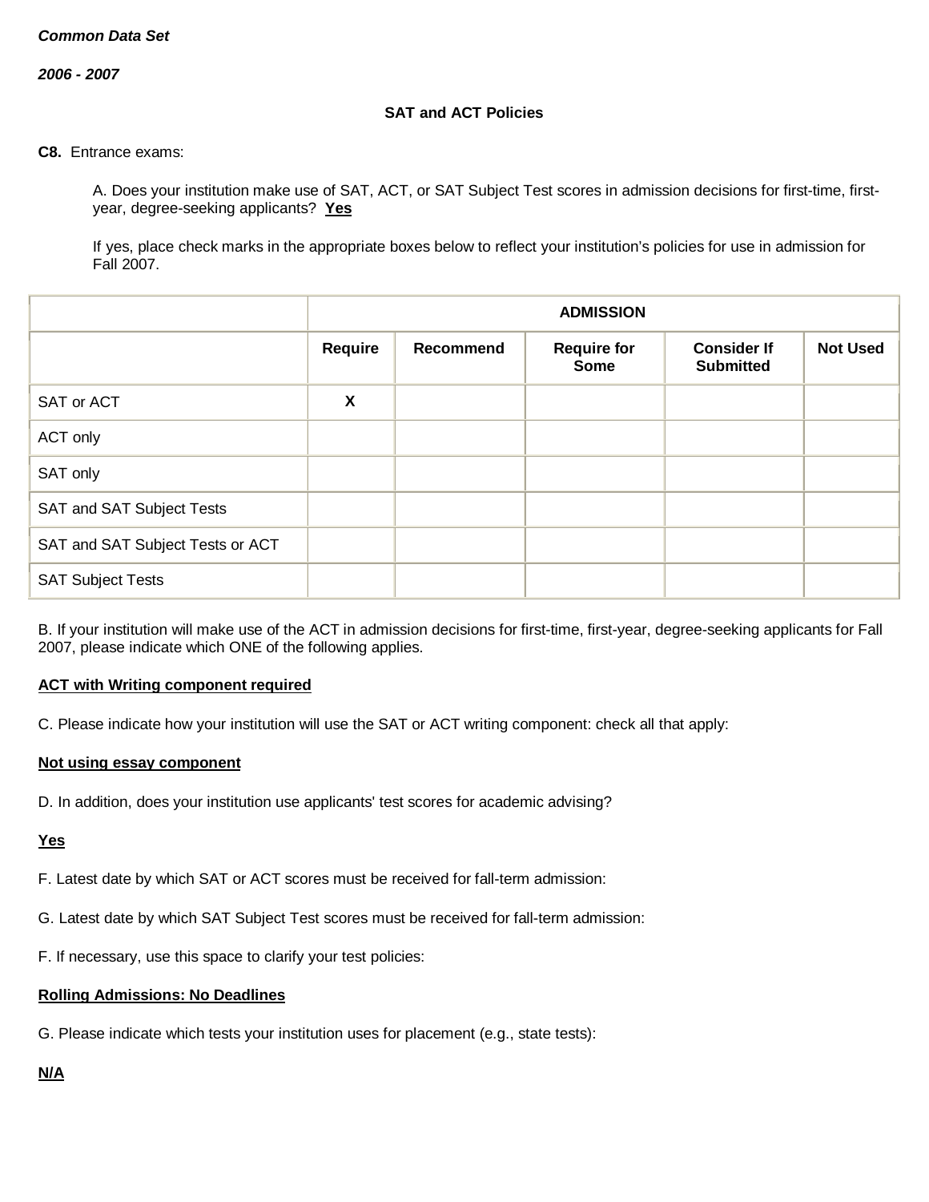*Common Data Set*

*2006 - 2007*

**SAT and ACT Policies**

**C8.** Entrance exams:

A. Does your institution make use of SAT, ACT, or SAT Subject Test scores in admission decisions for first-time, first-year, degree-seeking applicants? **Yes**

If yes, place check marks in the appropriate boxes below to reflect your institution's policies for use in admission for Fall 2007.

| | ADMISSION | | | | |
|---|---|---|---|---|---|
| | **Require** | **Recommend** | **Require for Some** | **Consider If Submitted** | **Not Used** |
| SAT or ACT | X | | | | |
| ACT only | | | | | |
| SAT only | | | | | |
| SAT and SAT Subject Tests | | | | | |
| SAT and SAT Subject Tests or ACT | | | | | |
| SAT Subject Tests | | | | | |

B. If your institution will make use of the ACT in admission decisions for first-time, first-year, degree-seeking applicants for Fall 2007, please indicate which ONE of the following applies.

**ACT with Writing component required**

C. Please indicate how your institution will use the SAT or ACT writing component: check all that apply:

**Not using essay component**

D. In addition, does your institution use applicants' test scores for academic advising?

**Yes**

F. Latest date by which SAT or ACT scores must be received for fall-term admission:

G. Latest date by which SAT Subject Test scores must be received for fall-term admission:

F. If necessary, use this space to clarify your test policies:

**Rolling Admissions: No Deadlines**

G. Please indicate which tests your institution uses for placement (e.g., state tests):

**N/A**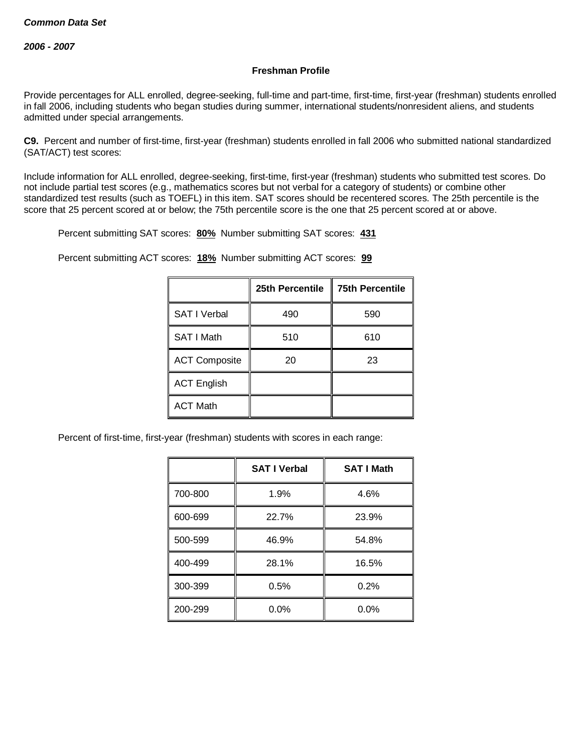***Common Data Set***

***2006 - 2007***

### Freshman Profile

Provide percentages for ALL enrolled, degree-seeking, full-time and part-time, first-time, first-year (freshman) students enrolled in fall 2006, including students who began studies during summer, international students/nonresident aliens, and students admitted under special arrangements.

**C9.** Percent and number of first-time, first-year (freshman) students enrolled in fall 2006 who submitted national standardized (SAT/ACT) test scores:

Include information for ALL enrolled, degree-seeking, first-time, first-year (freshman) students who submitted test scores. Do not include partial test scores (e.g., mathematics scores but not verbal for a category of students) or combine other standardized test results (such as TOEFL) in this item. SAT scores should be recentered scores. The 25th percentile is the score that 25 percent scored at or below; the 75th percentile score is the one that 25 percent scored at or above.

Percent submitting SAT scores: **80%** Number submitting SAT scores: **431**

Percent submitting ACT scores: **18%** Number submitting ACT scores: **99**

| | 25th Percentile | 75th Percentile |
|---|---|---|
| SAT I Verbal | 490 | 590 |
| SAT I Math | 510 | 610 |
| ACT Composite | 20 | 23 |
| ACT English | | |
| ACT Math | | |

Percent of first-time, first-year (freshman) students with scores in each range:

| | SAT I Verbal | SAT I Math |
|---|---|---|
| 700-800 | 1.9% | 4.6% |
| 600-699 | 22.7% | 23.9% |
| 500-599 | 46.9% | 54.8% |
| 400-499 | 28.1% | 16.5% |
| 300-399 | 0.5% | 0.2% |
| 200-299 | 0.0% | 0.0% |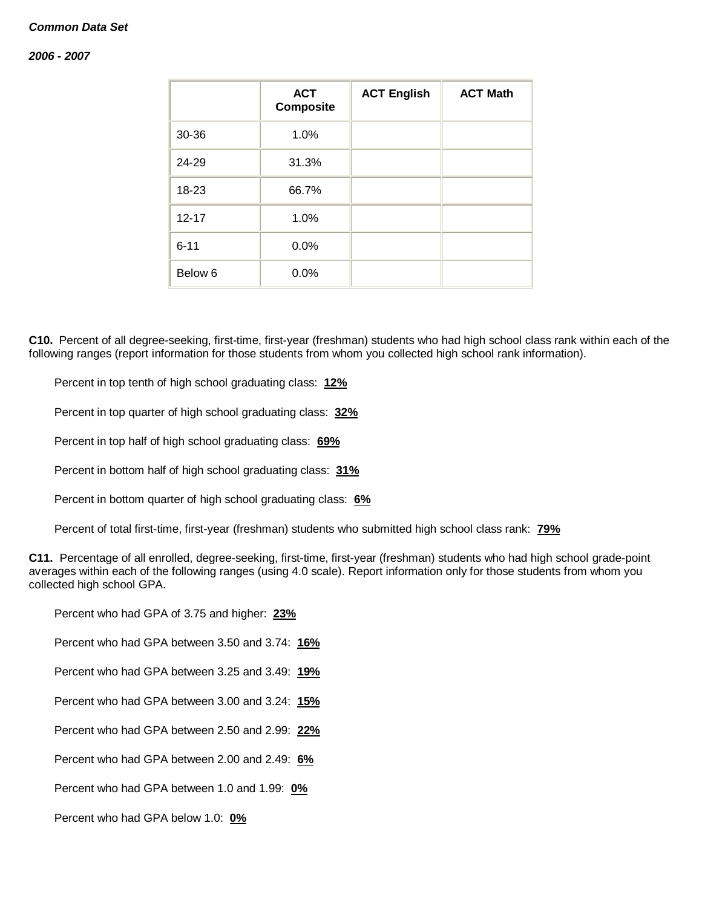| | ACT Composite | ACT English | ACT Math |
|---|---|---|---|
| 30-36 | 1.0% | | |
| 24-29 | 31.3% | | |
| 18-23 | 66.7% | | |
| 12-17 | 1.0% | | |
| 6-11 | 0.0% | | |
| Below 6 | 0.0% | | |

**C10.** Percent of all degree-seeking, first-time, first-year (freshman) students who had high school class rank within each of the following ranges (report information for those students from whom you collected high school rank information).

Percent in top tenth of high school graduating class: **12%**

Percent in top quarter of high school graduating class: **32%**

Percent in top half of high school graduating class: **69%**

Percent in bottom half of high school graduating class: **31%**

Percent in bottom quarter of high school graduating class: **6%**

Percent of total first-time, first-year (freshman) students who submitted high school class rank: **79%**

**C11.** Percentage of all enrolled, degree-seeking, first-time, first-year (freshman) students who had high school grade-point averages within each of the following ranges (using 4.0 scale). Report information only for those students from whom you collected high school GPA.

Percent who had GPA of 3.75 and higher: **23%**

Percent who had GPA between 3.50 and 3.74: **16%**

Percent who had GPA between 3.25 and 3.49: **19%**

Percent who had GPA between 3.00 and 3.24: **15%**

Percent who had GPA between 2.50 and 2.99: **22%**

Percent who had GPA between 2.00 and 2.49: **6%**

Percent who had GPA between 1.0 and 1.99: **0%**

Percent who had GPA below 1.0: **0%**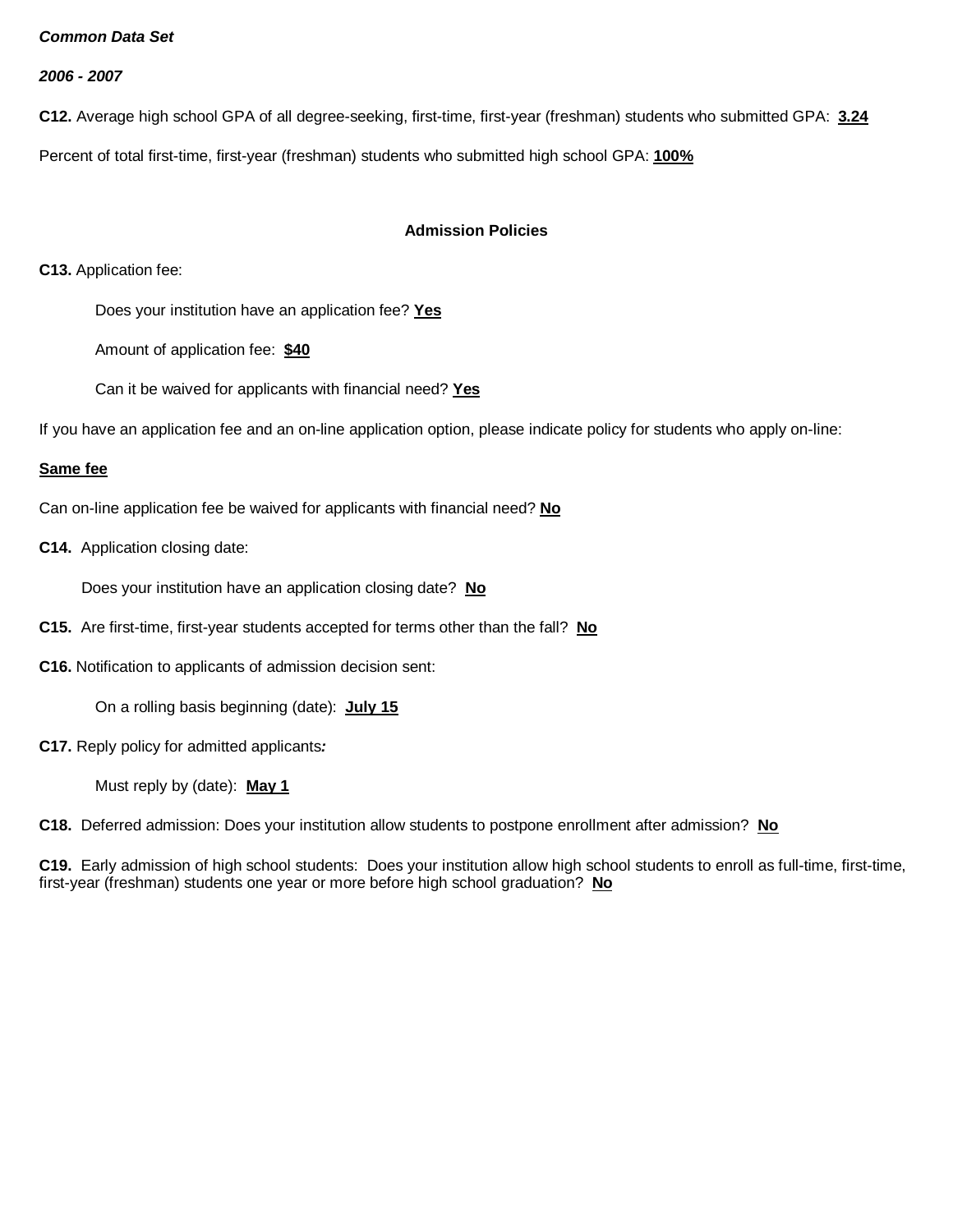***Common Data Set***

***2006 - 2007***

**C12.** Average high school GPA of all degree-seeking, first-time, first-year (freshman) students who submitted GPA: **3.24**

Percent of total first-time, first-year (freshman) students who submitted high school GPA: **100%**

### Admission Policies

**C13.** Application fee:

Does your institution have an application fee? **Yes**

Amount of application fee: **$40**

Can it be waived for applicants with financial need? **Yes**

If you have an application fee and an on-line application option, please indicate policy for students who apply on-line:

**Same fee**

Can on-line application fee be waived for applicants with financial need? **No**

**C14.** Application closing date:

Does your institution have an application closing date? **No**

**C15.** Are first-time, first-year students accepted for terms other than the fall? **No**

**C16.** Notification to applicants of admission decision sent:

On a rolling basis beginning (date): **July 15**

**C17.** Reply policy for admitted applicants***:***

Must reply by (date): **May 1**

**C18.** Deferred admission: Does your institution allow students to postpone enrollment after admission? **No**

**C19.** Early admission of high school students: Does your institution allow high school students to enroll as full-time, first-time, first-year (freshman) students one year or more before high school graduation? **No**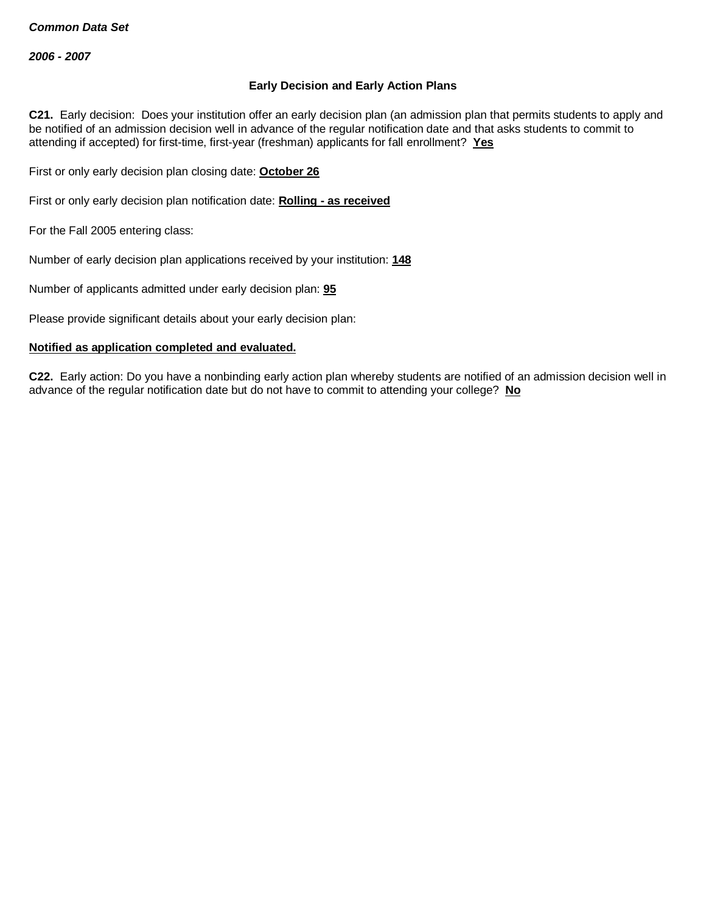***Common Data Set***

***2006 - 2007***

## Early Decision and Early Action Plans

**C21.** Early decision: Does your institution offer an early decision plan (an admission plan that permits students to apply and be notified of an admission decision well in advance of the regular notification date and that asks students to commit to attending if accepted) for first-time, first-year (freshman) applicants for fall enrollment? **Yes**

First or only early decision plan closing date: **October 26**

First or only early decision plan notification date: **Rolling - as received**

For the Fall 2005 entering class:

Number of early decision plan applications received by your institution: **148**

Number of applicants admitted under early decision plan: **95**

Please provide significant details about your early decision plan:

**Notified as application completed and evaluated.**

**C22.** Early action: Do you have a nonbinding early action plan whereby students are notified of an admission decision well in advance of the regular notification date but do not have to commit to attending your college? **No**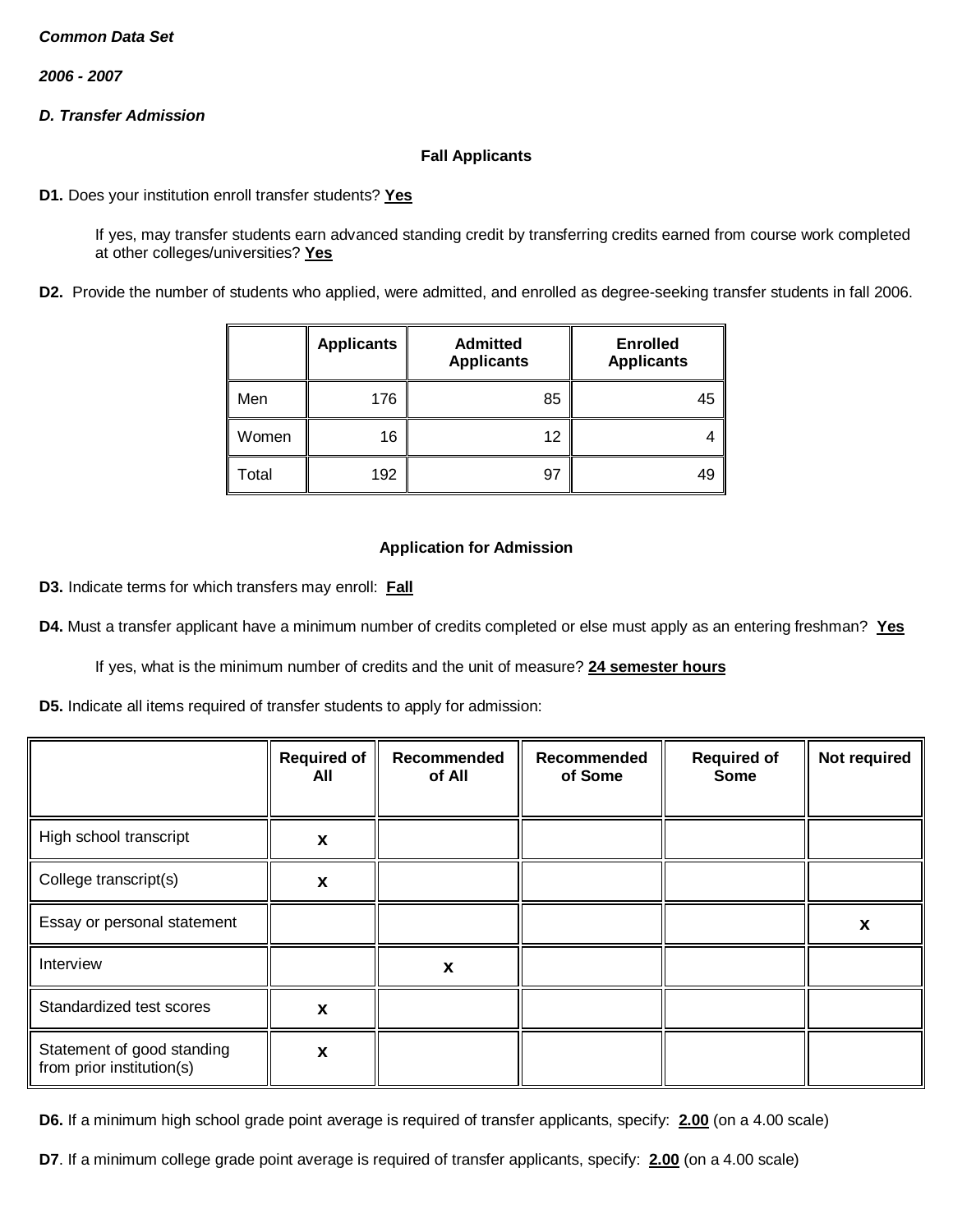***Common Data Set***

***2006 - 2007***

***D. Transfer Admission***

**Fall Applicants**

**D1.** Does your institution enroll transfer students? **Yes**

If yes, may transfer students earn advanced standing credit by transferring credits earned from course work completed at other colleges/universities? **Yes**

**D2.** Provide the number of students who applied, were admitted, and enrolled as degree-seeking transfer students in fall 2006.

| | Applicants | Admitted Applicants | Enrolled Applicants |
|---|---|---|---|
| Men | 176 | 85 | 45 |
| Women | 16 | 12 | 4 |
| Total | 192 | 97 | 49 |

**Application for Admission**

**D3.** Indicate terms for which transfers may enroll: **Fall**

**D4.** Must a transfer applicant have a minimum number of credits completed or else must apply as an entering freshman? **Yes**

If yes, what is the minimum number of credits and the unit of measure? **24 semester hours**

**D5.** Indicate all items required of transfer students to apply for admission:

| | Required of All | Recommended of All | Recommended of Some | Required of Some | Not required |
|---|---|---|---|---|---|
| High school transcript | x | | | | |
| College transcript(s) | x | | | | |
| Essay or personal statement | | | | | x |
| Interview | | x | | | |
| Standardized test scores | x | | | | |
| Statement of good standing from prior institution(s) | x | | | | |

**D6.** If a minimum high school grade point average is required of transfer applicants, specify: **2.00** (on a 4.00 scale)

**D7**. If a minimum college grade point average is required of transfer applicants, specify: **2.00** (on a 4.00 scale)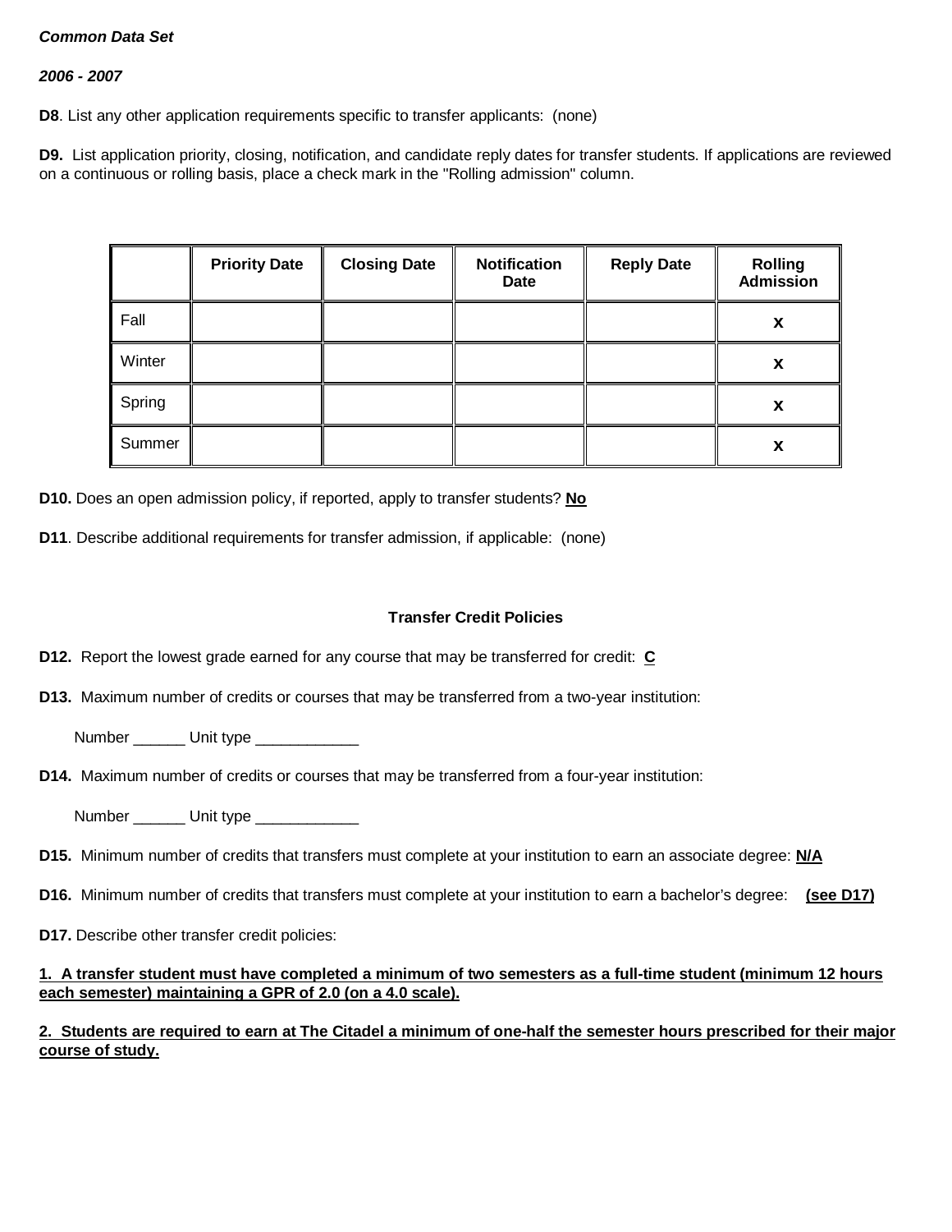***Common Data Set***

***2006 - 2007***

**D8**. List any other application requirements specific to transfer applicants: (none)

**D9.** List application priority, closing, notification, and candidate reply dates for transfer students. If applications are reviewed on a continuous or rolling basis, place a check mark in the "Rolling admission" column.

| | Priority Date | Closing Date | Notification Date | Reply Date | Rolling Admission |
|---|---|---|---|---|---|
| Fall | | | | | **x** |
| Winter | | | | | **x** |
| Spring | | | | | **x** |
| Summer | | | | | **x** |

**D10.** Does an open admission policy, if reported, apply to transfer students? **No**

**D11**. Describe additional requirements for transfer admission, if applicable: (none)

**Transfer Credit Policies**

**D12.** Report the lowest grade earned for any course that may be transferred for credit: **C**

**D13.** Maximum number of credits or courses that may be transferred from a two-year institution:

Number ______ Unit type ____________

**D14.** Maximum number of credits or courses that may be transferred from a four-year institution:

Number ______ Unit type ____________

**D15.** Minimum number of credits that transfers must complete at your institution to earn an associate degree: **N/A**

**D16.** Minimum number of credits that transfers must complete at your institution to earn a bachelor's degree: **(see D17)**

**D17.** Describe other transfer credit policies:

**1. A transfer student must have completed a minimum of two semesters as a full-time student (minimum 12 hours each semester) maintaining a GPR of 2.0 (on a 4.0 scale).**

**2. Students are required to earn at The Citadel a minimum of one-half the semester hours prescribed for their major course of study.**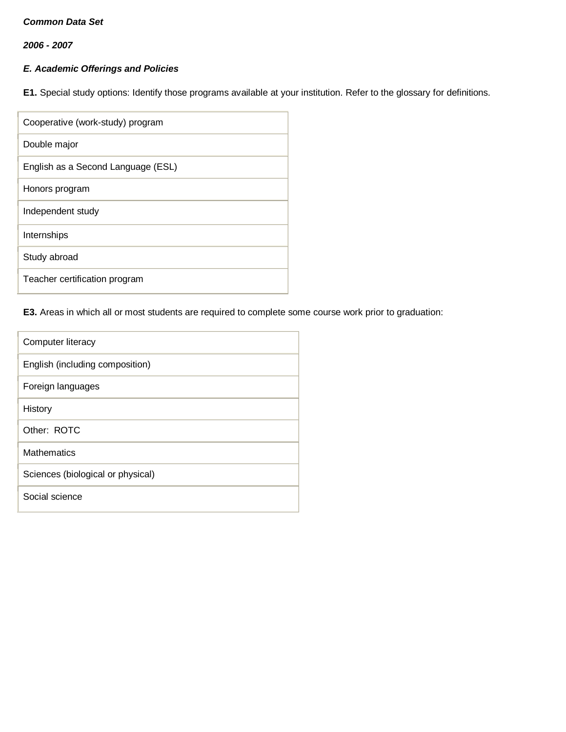***Common Data Set***

***2006 - 2007***

***E. Academic Offerings and Policies***

**E1.** Special study options: Identify those programs available at your institution. Refer to the glossary for definitions.

| |
|---|
| Cooperative (work-study) program |
| Double major |
| English as a Second Language (ESL) |
| Honors program |
| Independent study |
| Internships |
| Study abroad |
| Teacher certification program |

**E3.** Areas in which all or most students are required to complete some course work prior to graduation:

| |
|---|
| Computer literacy |
| English (including composition) |
| Foreign languages |
| History |
| Other: ROTC |
| Mathematics |
| Sciences (biological or physical) |
| Social science |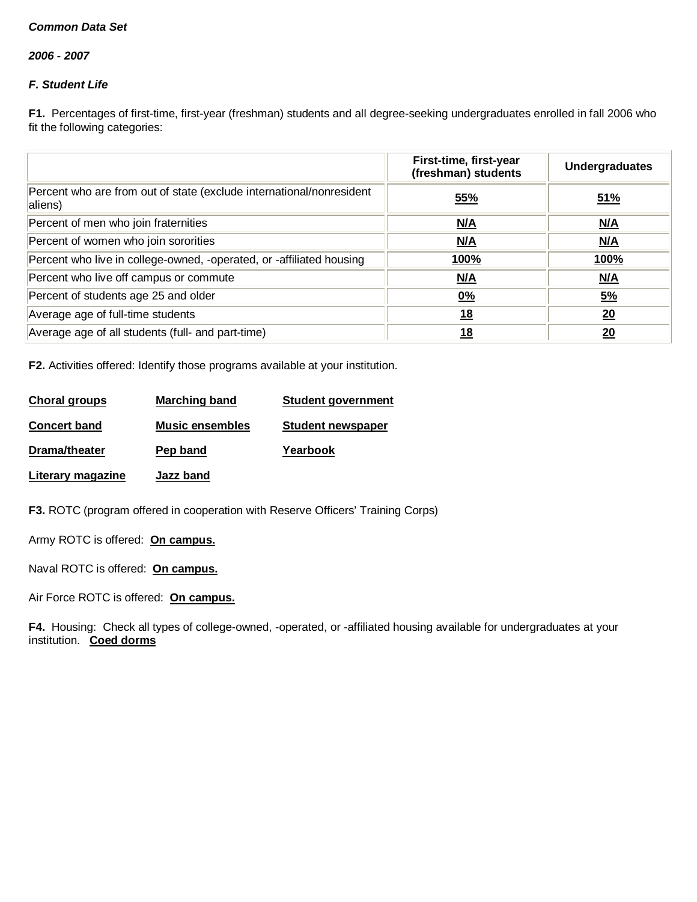***Common Data Set***

***2006 - 2007***

***F. Student Life***

**F1.** Percentages of first-time, first-year (freshman) students and all degree-seeking undergraduates enrolled in fall 2006 who fit the following categories:

| | First-time, first-year (freshman) students | Undergraduates |
|---|---|---|
| Percent who are from out of state (exclude international/nonresident aliens) | **55%** | **51%** |
| Percent of men who join fraternities | **N/A** | **N/A** |
| Percent of women who join sororities | **N/A** | **N/A** |
| Percent who live in college-owned, -operated, or -affiliated housing | **100%** | **100%** |
| Percent who live off campus or commute | **N/A** | **N/A** |
| Percent of students age 25 and older | **0%** | **5%** |
| Average age of full-time students | **18** | **20** |
| Average age of all students (full- and part-time) | **18** | **20** |

**F2.** Activities offered: Identify those programs available at your institution.

**Choral groups**

**Concert band**

**Drama/theater**

**Literary magazine**

**Marching band**

**Music ensembles**

**Pep band**

**Jazz band**

**Student government**

**Student newspaper**

**Yearbook**

**F3.** ROTC (program offered in cooperation with Reserve Officers' Training Corps)

Army ROTC is offered: **On campus.**

Naval ROTC is offered: **On campus.**

Air Force ROTC is offered: **On campus.**

**F4.** Housing: Check all types of college-owned, -operated, or -affiliated housing available for undergraduates at your institution. **Coed dorms**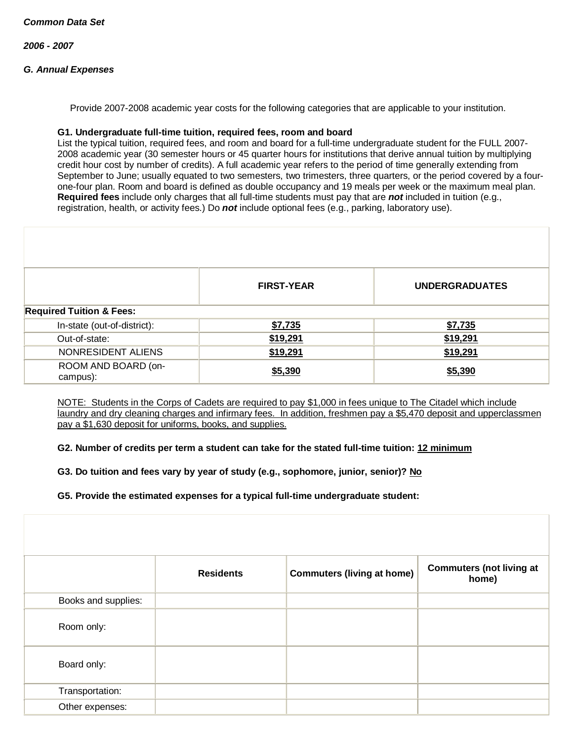*Common Data Set*

*2006 - 2007*

### *G. Annual Expenses*

Provide 2007-2008 academic year costs for the following categories that are applicable to your institution.

**G1. Undergraduate full-time tuition, required fees, room and board**
List the typical tuition, required fees, and room and board for a full-time undergraduate student for the FULL 2007-2008 academic year (30 semester hours or 45 quarter hours for institutions that derive annual tuition by multiplying credit hour cost by number of credits). A full academic year refers to the period of time generally extending from September to June; usually equated to two semesters, two trimesters, three quarters, or the period covered by a four-one-four plan. Room and board is defined as double occupancy and 19 meals per week or the maximum meal plan. **Required fees** include only charges that all full-time students must pay that are ***not*** included in tuition (e.g., registration, health, or activity fees.) Do ***not*** include optional fees (e.g., parking, laboratory use).

| | FIRST-YEAR | UNDERGRADUATES |
|---|---|---|
| **Required Tuition & Fees:** | | |
| In-state (out-of-district): | $7,735 | $7,735 |
| Out-of-state: | $19,291 | $19,291 |
| NONRESIDENT ALIENS | $19,291 | $19,291 |
| ROOM AND BOARD (on-campus): | $5,390 | $5,390 |

NOTE: Students in the Corps of Cadets are required to pay $1,000 in fees unique to The Citadel which include laundry and dry cleaning charges and infirmary fees. In addition, freshmen pay a $5,470 deposit and upperclassmen pay a $1,630 deposit for uniforms, books, and supplies.

**G2. Number of credits per term a student can take for the stated full-time tuition: 12 minimum**

**G3. Do tuition and fees vary by year of study (e.g., sophomore, junior, senior)? No**

**G5. Provide the estimated expenses for a typical full-time undergraduate student:**

| | Residents | Commuters (living at home) | Commuters (not living at home) |
|---|---|---|---|
| Books and supplies: | | | |
| Room only: | | | |
| Board only: | | | |
| Transportation: | | | |
| Other expenses: | | | |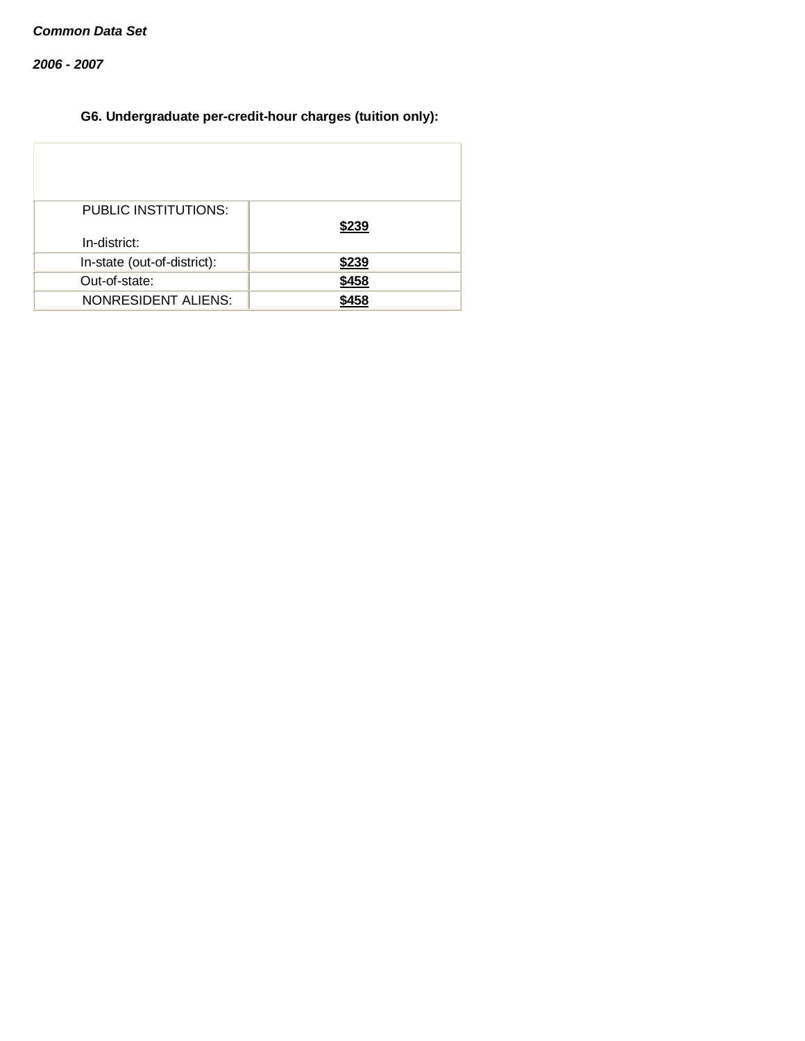*Common Data Set*

*2006 - 2007*

### G6. Undergraduate per-credit-hour charges (tuition only):

| | |
|---|---|
| PUBLIC INSTITUTIONS: In-district: | **$239** |
| In-state (out-of-district): | **$239** |
| Out-of-state: | **$458** |
| NONRESIDENT ALIENS: | **$458** |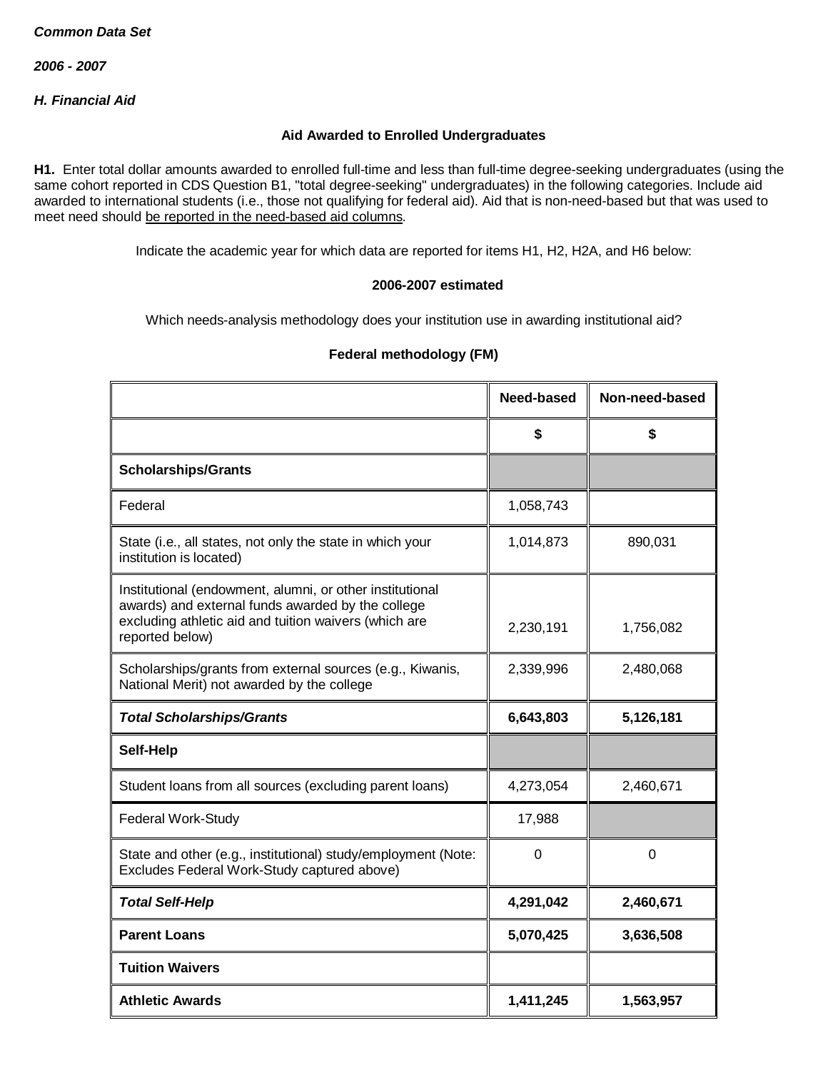*Common Data Set*

*2006 - 2007*

*H. Financial Aid*

**Aid Awarded to Enrolled Undergraduates**

**H1.** Enter total dollar amounts awarded to enrolled full-time and less than full-time degree-seeking undergraduates (using the same cohort reported in CDS Question B1, "total degree-seeking" undergraduates) in the following categories. Include aid awarded to international students (i.e., those not qualifying for federal aid). Aid that is non-need-based but that was used to meet need should be reported in the need-based aid columns.

Indicate the academic year for which data are reported for items H1, H2, H2A, and H6 below:

**2006-2007 estimated**

Which needs-analysis methodology does your institution use in awarding institutional aid?

**Federal methodology (FM)**

| | Need-based | Non-need-based |
|---|---|---|
| | **$** | **$** |
| **Scholarships/Grants** | | |
| Federal | 1,058,743 | |
| State (i.e., all states, not only the state in which your institution is located) | 1,014,873 | 890,031 |
| Institutional (endowment, alumni, or other institutional awards) and external funds awarded by the college excluding athletic aid and tuition waivers (which are reported below) | 2,230,191 | 1,756,082 |
| Scholarships/grants from external sources (e.g., Kiwanis, National Merit) not awarded by the college | 2,339,996 | 2,480,068 |
| ***Total Scholarships/Grants*** | **6,643,803** | **5,126,181** |
| **Self-Help** | | |
| Student loans from all sources (excluding parent loans) | 4,273,054 | 2,460,671 |
| Federal Work-Study | 17,988 | |
| State and other (e.g., institutional) study/employment (Note: Excludes Federal Work-Study captured above) | 0 | 0 |
| ***Total Self-Help*** | **4,291,042** | **2,460,671** |
| **Parent Loans** | **5,070,425** | **3,636,508** |
| **Tuition Waivers** | | |
| **Athletic Awards** | **1,411,245** | **1,563,957** |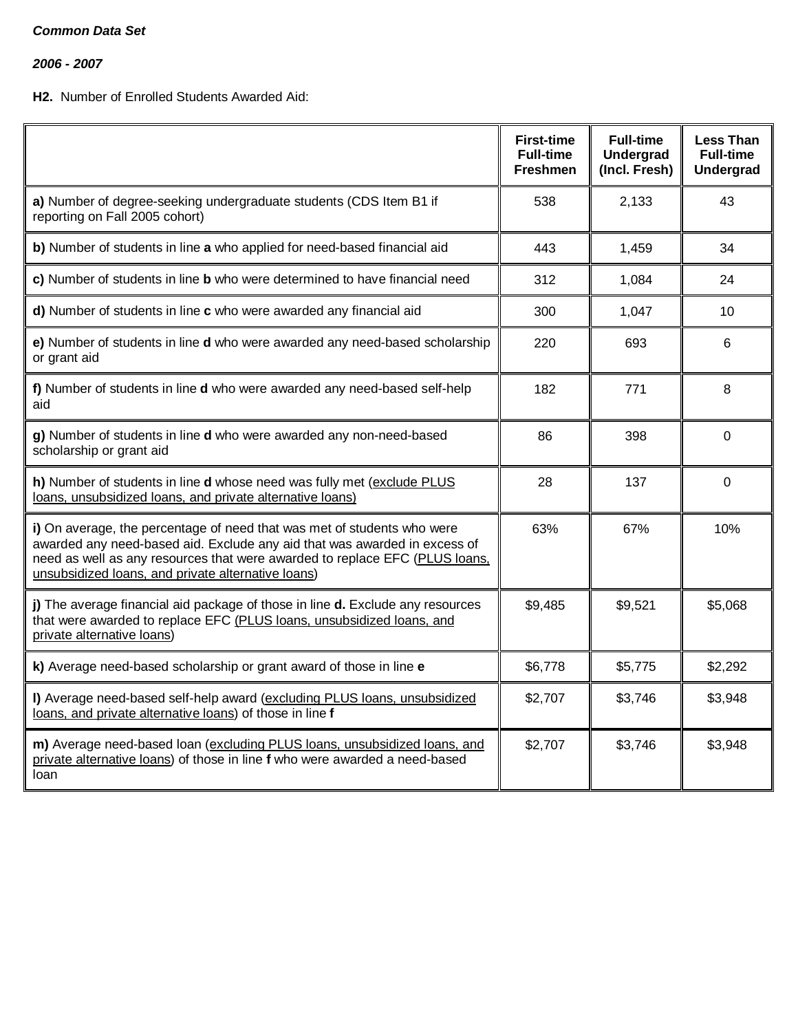***Common Data Set***

***2006 - 2007***

**H2.** Number of Enrolled Students Awarded Aid:

| | First-time Full-time Freshmen | Full-time Undergrad (Incl. Fresh) | Less Than Full-time Undergrad |
|---|---|---|---|
| **a)** Number of degree-seeking undergraduate students (CDS Item B1 if reporting on Fall 2005 cohort) | 538 | 2,133 | 43 |
| **b)** Number of students in line **a** who applied for need-based financial aid | 443 | 1,459 | 34 |
| **c)** Number of students in line **b** who were determined to have financial need | 312 | 1,084 | 24 |
| **d)** Number of students in line **c** who were awarded any financial aid | 300 | 1,047 | 10 |
| **e)** Number of students in line **d** who were awarded any need-based scholarship or grant aid | 220 | 693 | 6 |
| **f)** Number of students in line **d** who were awarded any need-based self-help aid | 182 | 771 | 8 |
| **g)** Number of students in line **d** who were awarded any non-need-based scholarship or grant aid | 86 | 398 | 0 |
| **h)** Number of students in line **d** whose need was fully met (exclude PLUS loans, unsubsidized loans, and private alternative loans) | 28 | 137 | 0 |
| **i)** On average, the percentage of need that was met of students who were awarded any need-based aid. Exclude any aid that was awarded in excess of need as well as any resources that were awarded to replace EFC (PLUS loans, unsubsidized loans, and private alternative loans) | 63% | 67% | 10% |
| **j)** The average financial aid package of those in line **d.** Exclude any resources that were awarded to replace EFC (PLUS loans, unsubsidized loans, and private alternative loans) | $9,485 | $9,521 | $5,068 |
| **k)** Average need-based scholarship or grant award of those in line **e** | $6,778 | $5,775 | $2,292 |
| **l)** Average need-based self-help award (excluding PLUS loans, unsubsidized loans, and private alternative loans) of those in line **f** | $2,707 | $3,746 | $3,948 |
| **m)** Average need-based loan (excluding PLUS loans, unsubsidized loans, and private alternative loans) of those in line **f** who were awarded a need-based loan | $2,707 | $3,746 | $3,948 |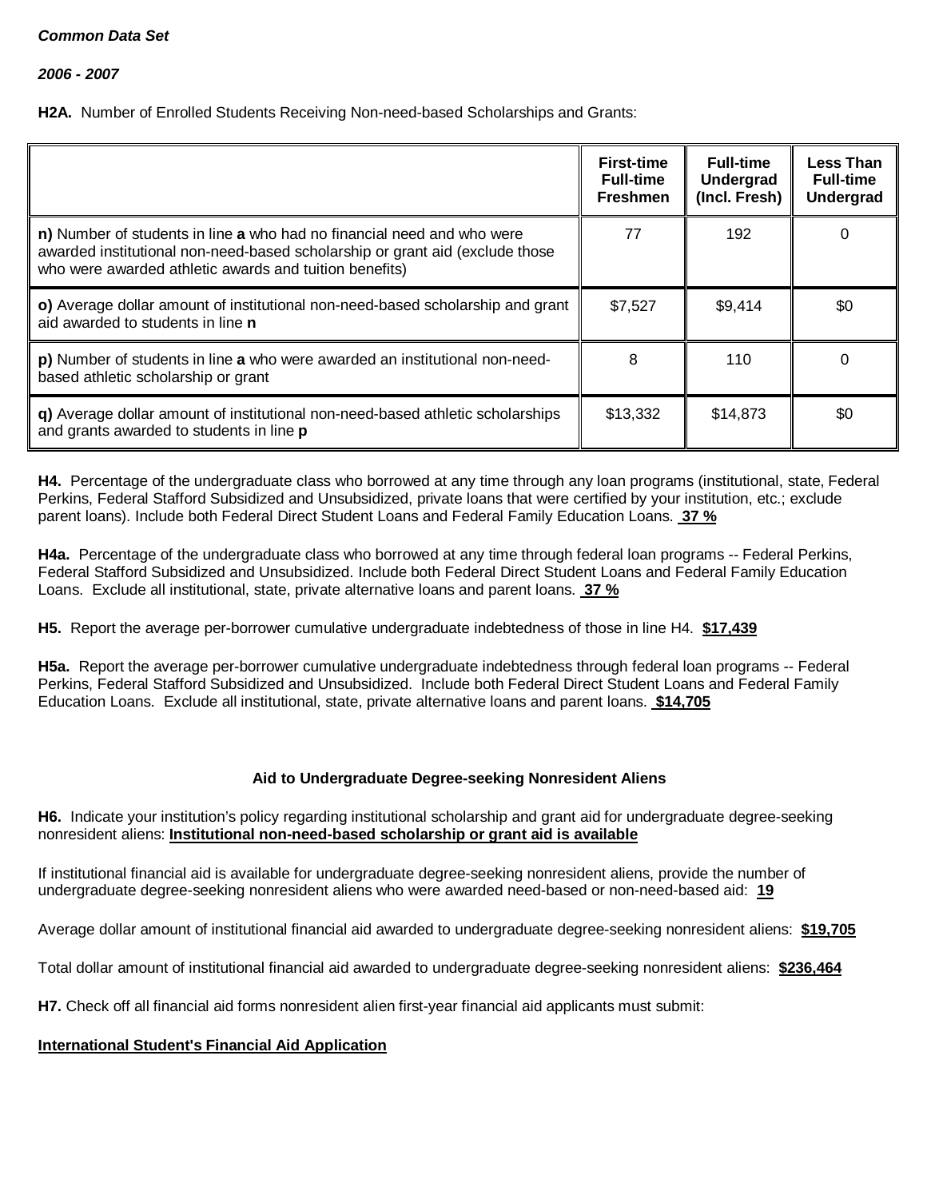***Common Data Set***

***2006 - 2007***

**H2A.** Number of Enrolled Students Receiving Non-need-based Scholarships and Grants:

| | **First-time Full-time Freshmen** | **Full-time Undergrad (Incl. Fresh)** | **Less Than Full-time Undergrad** |
|---|---|---|---|
| **n)** Number of students in line **a** who had no financial need and who were awarded institutional non-need-based scholarship or grant aid (exclude those who were awarded athletic awards and tuition benefits) | 77 | 192 | 0 |
| **o)** Average dollar amount of institutional non-need-based scholarship and grant aid awarded to students in line **n** | $7,527 | $9,414 | $0 |
| **p)** Number of students in line **a** who were awarded an institutional non-need-based athletic scholarship or grant | 8 | 110 | 0 |
| **q)** Average dollar amount of institutional non-need-based athletic scholarships and grants awarded to students in line **p** | $13,332 | $14,873 | $0 |

**H4.** Percentage of the undergraduate class who borrowed at any time through any loan programs (institutional, state, Federal Perkins, Federal Stafford Subsidized and Unsubsidized, private loans that were certified by your institution, etc.; exclude parent loans). Include both Federal Direct Student Loans and Federal Family Education Loans. **37 %**

**H4a.** Percentage of the undergraduate class who borrowed at any time through federal loan programs -- Federal Perkins, Federal Stafford Subsidized and Unsubsidized. Include both Federal Direct Student Loans and Federal Family Education Loans. Exclude all institutional, state, private alternative loans and parent loans. **37 %**

**H5.** Report the average per-borrower cumulative undergraduate indebtedness of those in line H4. **$17,439**

**H5a.** Report the average per-borrower cumulative undergraduate indebtedness through federal loan programs -- Federal Perkins, Federal Stafford Subsidized and Unsubsidized. Include both Federal Direct Student Loans and Federal Family Education Loans. Exclude all institutional, state, private alternative loans and parent loans. **$14,705**

**Aid to Undergraduate Degree-seeking Nonresident Aliens**

**H6.** Indicate your institution's policy regarding institutional scholarship and grant aid for undergraduate degree-seeking nonresident aliens: **Institutional non-need-based scholarship or grant aid is available**

If institutional financial aid is available for undergraduate degree-seeking nonresident aliens, provide the number of undergraduate degree-seeking nonresident aliens who were awarded need-based or non-need-based aid: **19**

Average dollar amount of institutional financial aid awarded to undergraduate degree-seeking nonresident aliens: **$19,705**

Total dollar amount of institutional financial aid awarded to undergraduate degree-seeking nonresident aliens: **$236,464**

**H7.** Check off all financial aid forms nonresident alien first-year financial aid applicants must submit:

**International Student's Financial Aid Application**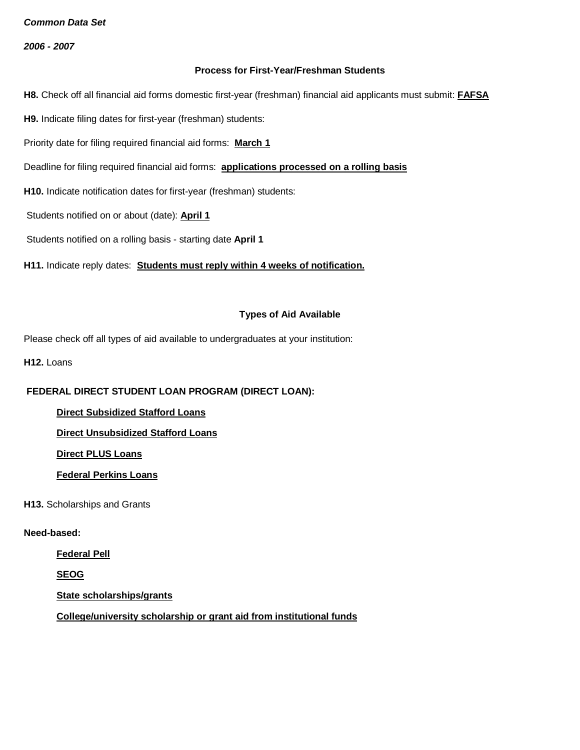*Common Data Set*

*2006 - 2007*

### Process for First-Year/Freshman Students

**H8.** Check off all financial aid forms domestic first-year (freshman) financial aid applicants must submit: **FAFSA**

**H9.** Indicate filing dates for first-year (freshman) students:

Priority date for filing required financial aid forms: **March 1**

Deadline for filing required financial aid forms: **applications processed on a rolling basis**

**H10.** Indicate notification dates for first-year (freshman) students:

Students notified on or about (date): **April 1**

Students notified on a rolling basis - starting date **April 1**

**H11.** Indicate reply dates: **Students must reply within 4 weeks of notification.**

### Types of Aid Available

Please check off all types of aid available to undergraduates at your institution:

**H12.** Loans

**FEDERAL DIRECT STUDENT LOAN PROGRAM (DIRECT LOAN):**

- **Direct Subsidized Stafford Loans**
- **Direct Unsubsidized Stafford Loans**
- **Direct PLUS Loans**
- **Federal Perkins Loans**

**H13.** Scholarships and Grants

**Need-based:**

- **Federal Pell**
- **SEOG**
- **State scholarships/grants**
- **College/university scholarship or grant aid from institutional funds**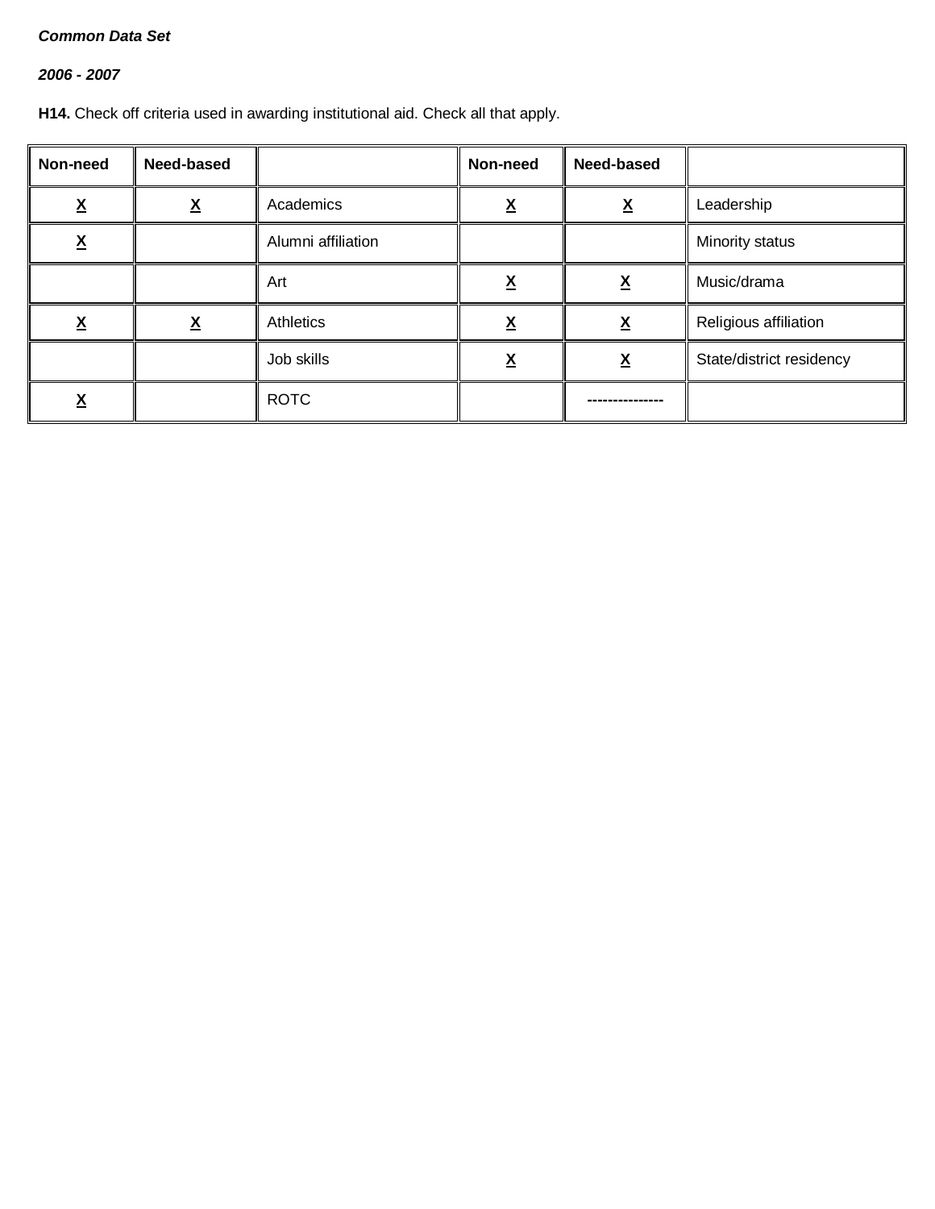*Common Data Set*

*2006 - 2007*

**H14.** Check off criteria used in awarding institutional aid. Check all that apply.

| Non-need | Need-based | | Non-need | Need-based | |
|---|---|---|---|---|---|
| X | X | Academics | X | X | Leadership |
| X | | Alumni affiliation | | | Minority status |
| | | Art | X | X | Music/drama |
| X | X | Athletics | X | X | Religious affiliation |
| | | Job skills | X | X | State/district residency |
| X | | ROTC | | --------------- | |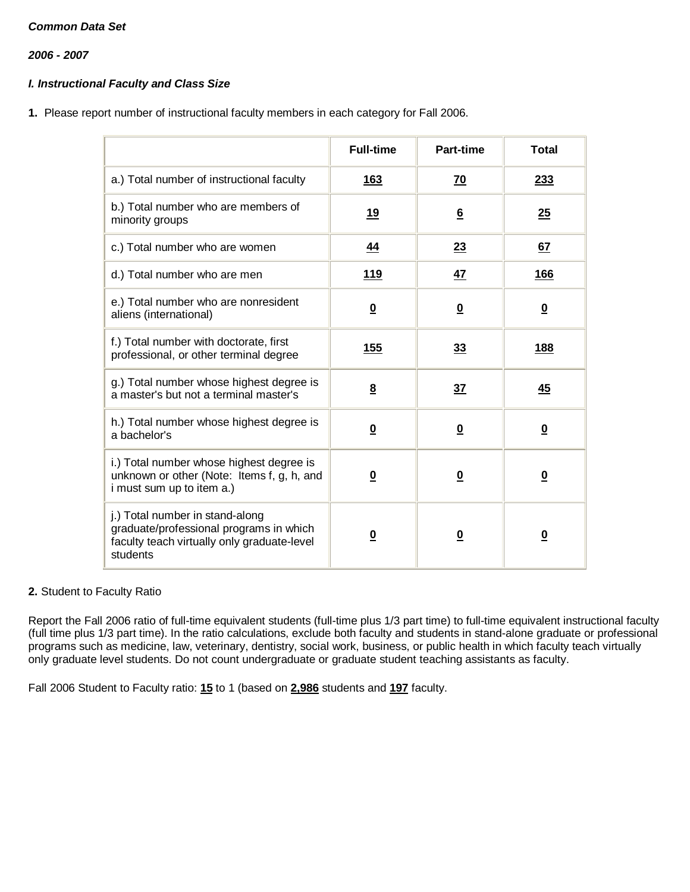*Common Data Set*

*2006 - 2007*

***I. Instructional Faculty and Class Size***

**1.** Please report number of instructional faculty members in each category for Fall 2006.

| | Full-time | Part-time | Total |
|---|---|---|---|
| a.) Total number of instructional faculty | **163** | **70** | **233** |
| b.) Total number who are members of minority groups | **19** | **6** | **25** |
| c.) Total number who are women | **44** | **23** | **67** |
| d.) Total number who are men | **119** | **47** | **166** |
| e.) Total number who are nonresident aliens (international) | **0** | **0** | **0** |
| f.) Total number with doctorate, first professional, or other terminal degree | **155** | **33** | **188** |
| g.) Total number whose highest degree is a master's but not a terminal master's | **8** | **37** | **45** |
| h.) Total number whose highest degree is a bachelor's | **0** | **0** | **0** |
| i.) Total number whose highest degree is unknown or other (Note: Items f, g, h, and i must sum up to item a.) | **0** | **0** | **0** |
| j.) Total number in stand-along graduate/professional programs in which faculty teach virtually only graduate-level students | **0** | **0** | **0** |

**2.** Student to Faculty Ratio

Report the Fall 2006 ratio of full-time equivalent students (full-time plus 1/3 part time) to full-time equivalent instructional faculty (full time plus 1/3 part time). In the ratio calculations, exclude both faculty and students in stand-alone graduate or professional programs such as medicine, law, veterinary, dentistry, social work, business, or public health in which faculty teach virtually only graduate level students. Do not count undergraduate or graduate student teaching assistants as faculty.

Fall 2006 Student to Faculty ratio: **15** to 1 (based on **2,986** students and **197** faculty.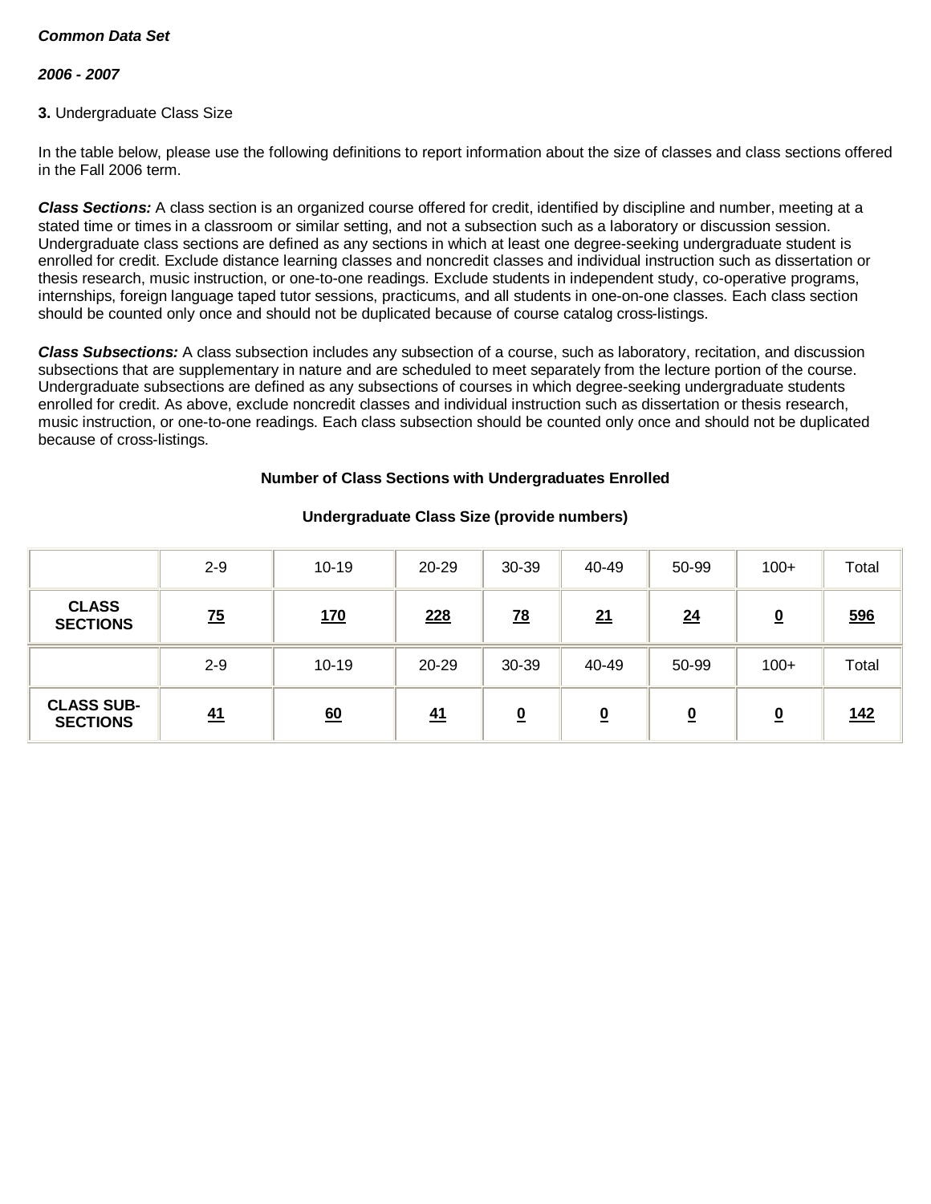***Common Data Set***

***2006 - 2007***

**3.** Undergraduate Class Size

In the table below, please use the following definitions to report information about the size of classes and class sections offered in the Fall 2006 term.

***Class Sections:*** A class section is an organized course offered for credit, identified by discipline and number, meeting at a stated time or times in a classroom or similar setting, and not a subsection such as a laboratory or discussion session. Undergraduate class sections are defined as any sections in which at least one degree-seeking undergraduate student is enrolled for credit. Exclude distance learning classes and noncredit classes and individual instruction such as dissertation or thesis research, music instruction, or one-to-one readings. Exclude students in independent study, co-operative programs, internships, foreign language taped tutor sessions, practicums, and all students in one-on-one classes. Each class section should be counted only once and should not be duplicated because of course catalog cross-listings.

***Class Subsections:*** A class subsection includes any subsection of a course, such as laboratory, recitation, and discussion subsections that are supplementary in nature and are scheduled to meet separately from the lecture portion of the course. Undergraduate subsections are defined as any subsections of courses in which degree-seeking undergraduate students enrolled for credit. As above, exclude noncredit classes and individual instruction such as dissertation or thesis research, music instruction, or one-to-one readings. Each class subsection should be counted only once and should not be duplicated because of cross-listings.

**Number of Class Sections with Undergraduates Enrolled**

**Undergraduate Class Size (provide numbers)**

| | 2-9 | 10-19 | 20-29 | 30-39 | 40-49 | 50-99 | 100+ | Total |
|---|---|---|---|---|---|---|---|---|
| **CLASS SECTIONS** | **75** | **170** | **228** | **78** | **21** | **24** | **0** | **596** |
| | 2-9 | 10-19 | 20-29 | 30-39 | 40-49 | 50-99 | 100+ | Total |
| **CLASS SUB-SECTIONS** | **41** | **60** | **41** | **0** | **0** | **0** | **0** | **142** |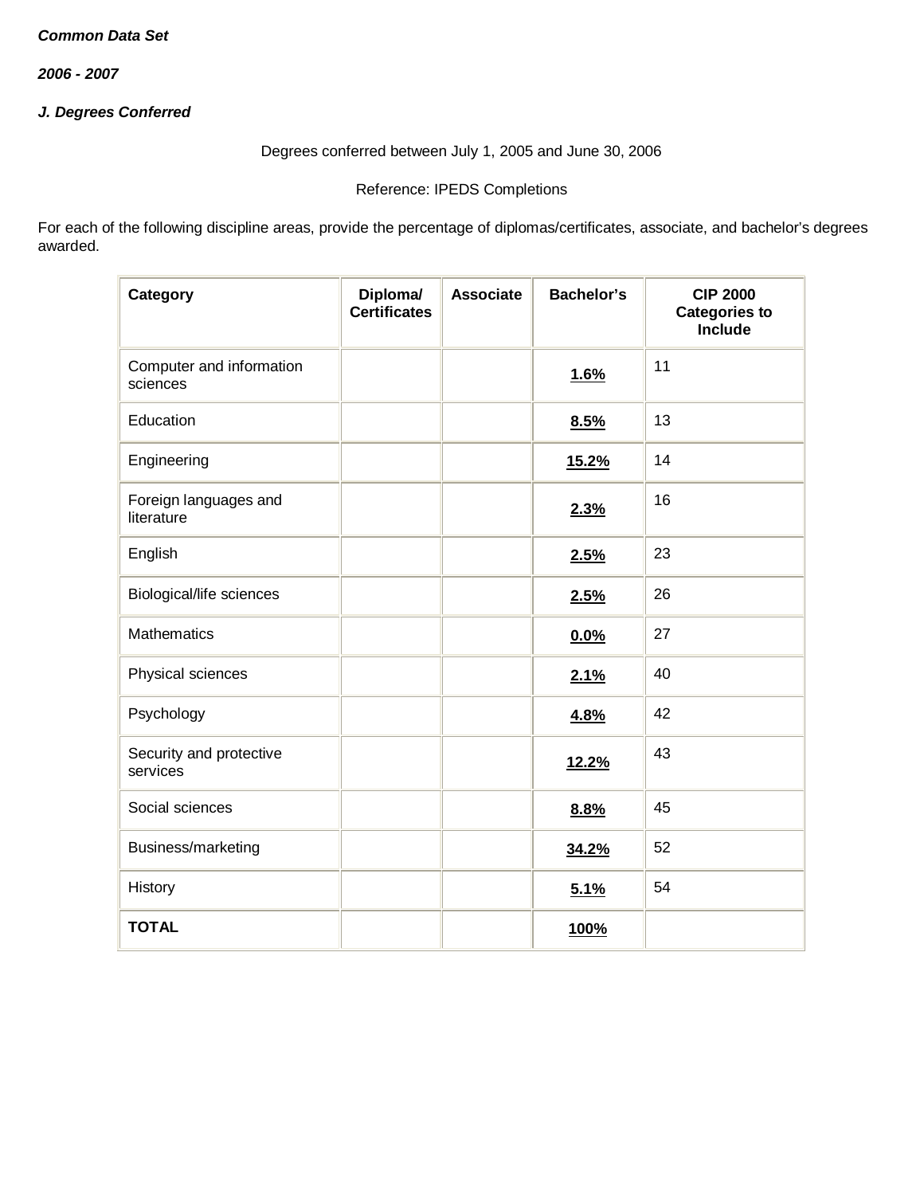***Common Data Set***

***2006 - 2007***

***J. Degrees Conferred***

Degrees conferred between July 1, 2005 and June 30, 2006

Reference: IPEDS Completions

For each of the following discipline areas, provide the percentage of diplomas/certificates, associate, and bachelor's degrees awarded.

| **Category** | **Diploma/ Certificates** | **Associate** | **Bachelor's** | **CIP 2000 Categories to Include** |
|---|---|---|---|---|
| Computer and information sciences | | | **1.6%** | 11 |
| Education | | | **8.5%** | 13 |
| Engineering | | | **15.2%** | 14 |
| Foreign languages and literature | | | **2.3%** | 16 |
| English | | | **2.5%** | 23 |
| Biological/life sciences | | | **2.5%** | 26 |
| Mathematics | | | **0.0%** | 27 |
| Physical sciences | | | **2.1%** | 40 |
| Psychology | | | **4.8%** | 42 |
| Security and protective services | | | **12.2%** | 43 |
| Social sciences | | | **8.8%** | 45 |
| Business/marketing | | | **34.2%** | 52 |
| History | | | **5.1%** | 54 |
| **TOTAL** | | | **100%** | |